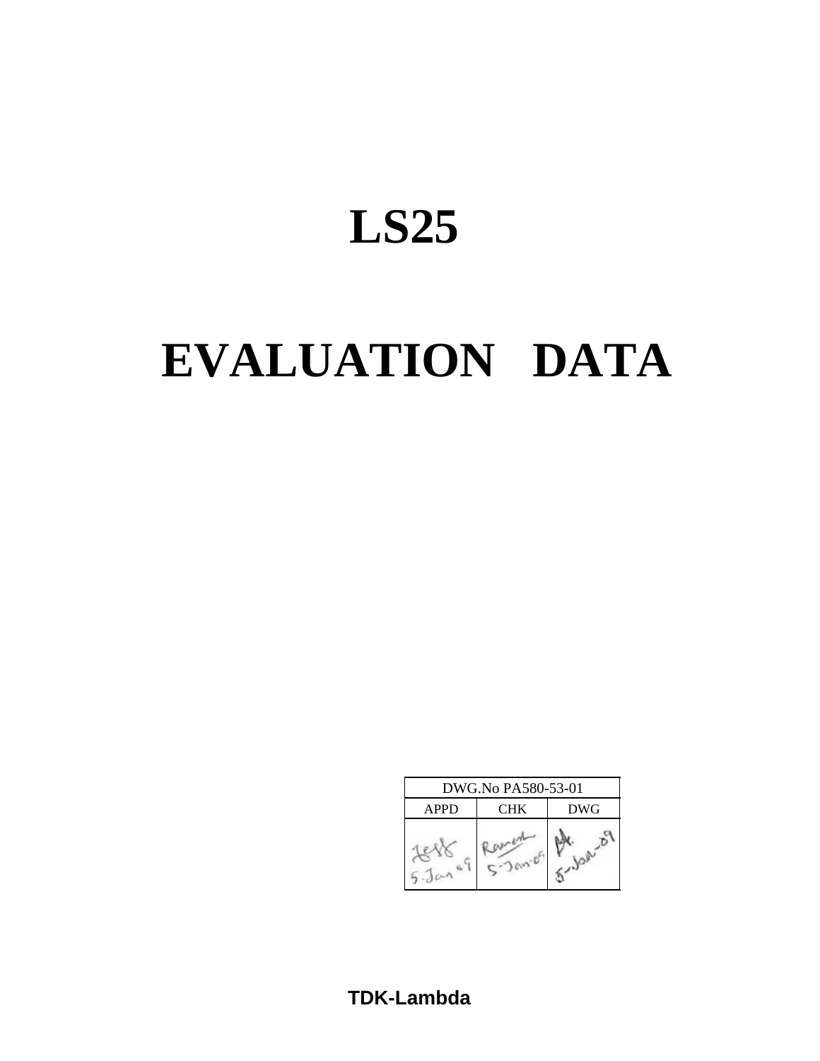# LS25

# EVALUATION DATA

| DWG.No PA580-53-01 | | |
|---|---|---|
| APPD | CHK | DWG |
| Jeff 5-Jan-09 | Ramesh 5-Jan-09 | M. 5-Jan-09 |

**TDK-Lambda**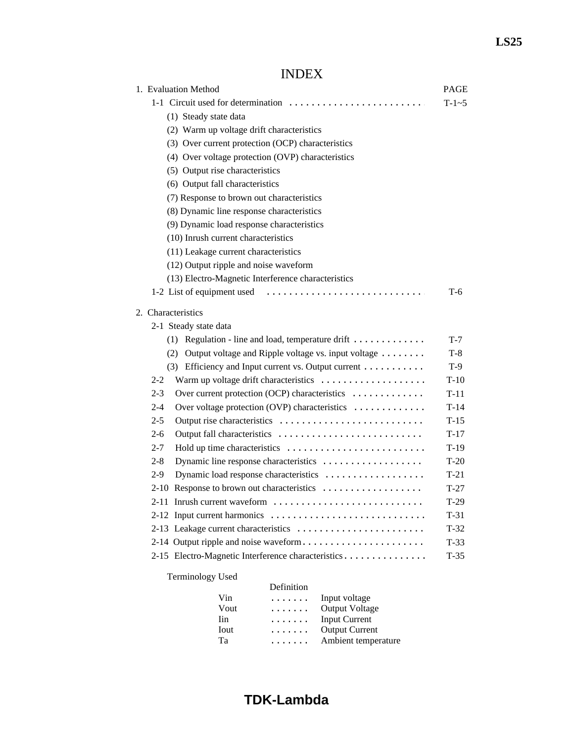# INDEX

| 1. Evaluation Method | PAGE |
|---|---|
| 1-1 Circuit used for determination | T-1~5 |
| (1) Steady state data | |
| (2) Warm up voltage drift characteristics | |
| (3) Over current protection (OCP) characteristics | |
| (4) Over voltage protection (OVP) characteristics | |
| (5) Output rise characteristics | |
| (6) Output fall characteristics | |
| (7) Response to brown out characteristics | |
| (8) Dynamic line response characteristics | |
| (9) Dynamic load response characteristics | |
| (10) Inrush current characteristics | |
| (11) Leakage current characteristics | |
| (12) Output ripple and noise waveform | |
| (13) Electro-Magnetic Interference characteristics | |
| 1-2 List of equipment used | T-6 |
| **2. Characteristics** | |
| 2-1 Steady state data | |
| (1) Regulation - line and load, temperature drift | T-7 |
| (2) Output voltage and Ripple voltage vs. input voltage | T-8 |
| (3) Efficiency and Input current vs. Output current | T-9 |
| 2-2 Warm up voltage drift characteristics | T-10 |
| 2-3 Over current protection (OCP) characteristics | T-11 |
| 2-4 Over voltage protection (OVP) characteristics | T-14 |
| 2-5 Output rise characteristics | T-15 |
| 2-6 Output fall characteristics | T-17 |
| 2-7 Hold up time characteristics | T-19 |
| 2-8 Dynamic line response characteristics | T-20 |
| 2-9 Dynamic load response characteristics | T-21 |
| 2-10 Response to brown out characteristics | T-27 |
| 2-11 Inrush current waveform | T-29 |
| 2-12 Input current harmonics | T-31 |
| 2-13 Leakage current characteristics | T-32 |
| 2-14 Output ripple and noise waveform | T-33 |
| 2-15 Electro-Magnetic Interference characteristics | T-35 |

Terminology Used

| | Definition |
|---|---|
| Vin | Input voltage |
| Vout | Output Voltage |
| Iin | Input Current |
| Iout | Output Current |
| Ta | Ambient temperature |

**TDK-Lambda**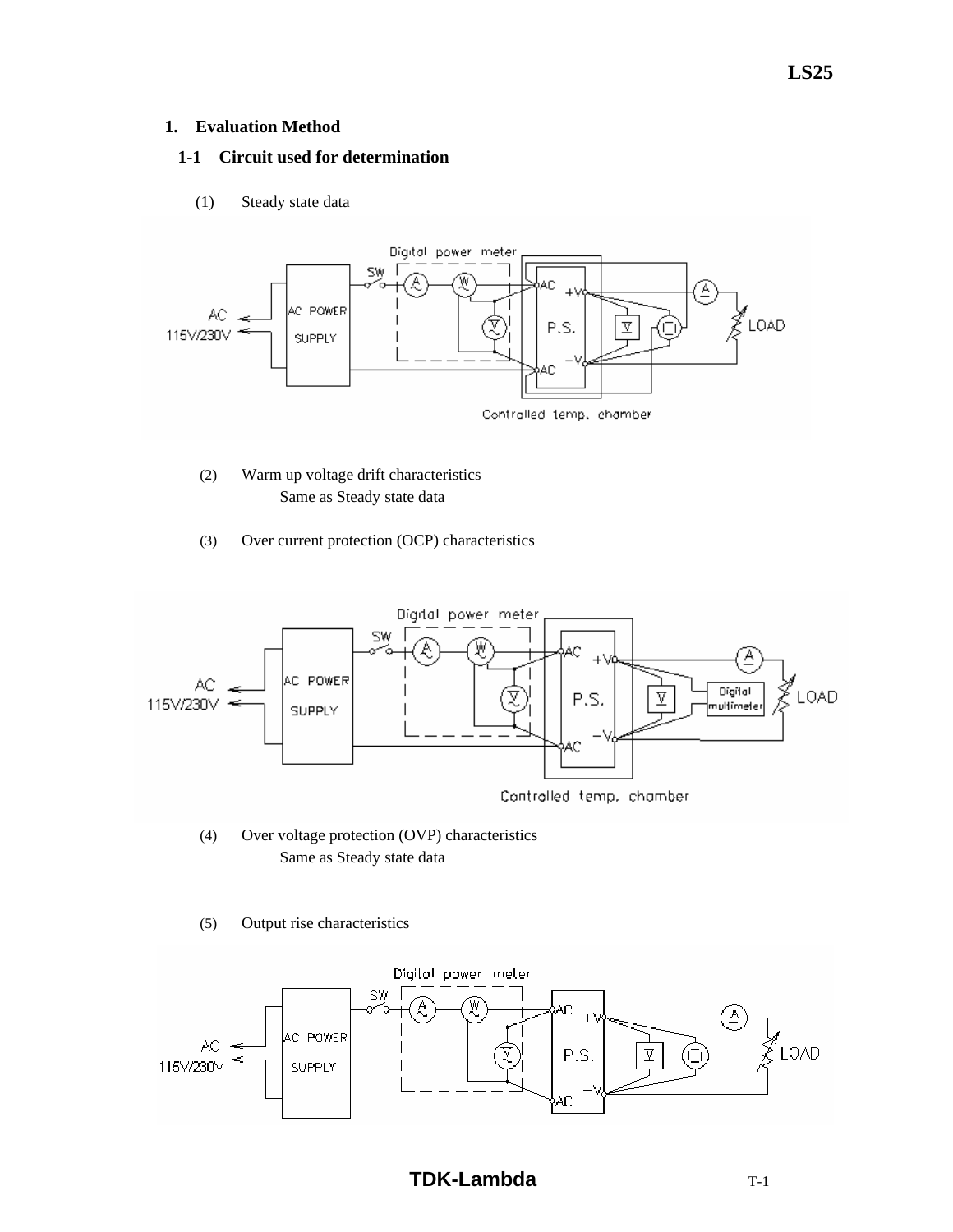# 1. Evaluation Method

## 1-1 Circuit used for determination

(1) Steady state data

(2) Warm up voltage drift characteristics
Same as Steady state data

(3) Over current protection (OCP) characteristics

(4) Over voltage protection (OVP) characteristics
Same as Steady state data

(5) Output rise characteristics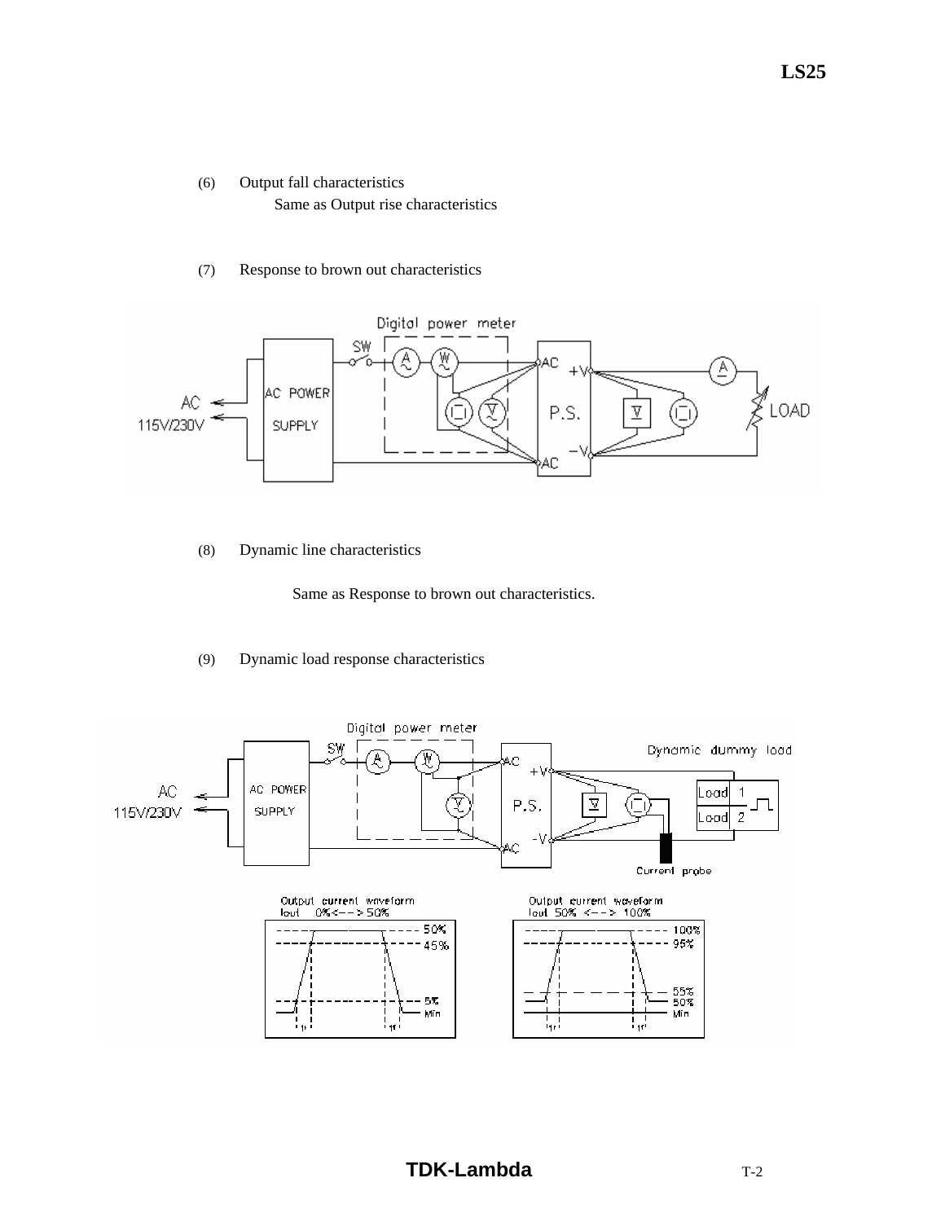(6) Output fall characteristics

Same as Output rise characteristics

(7) Response to brown out characteristics

(8) Dynamic line characteristics

Same as Response to brown out characteristics.

(9) Dynamic load response characteristics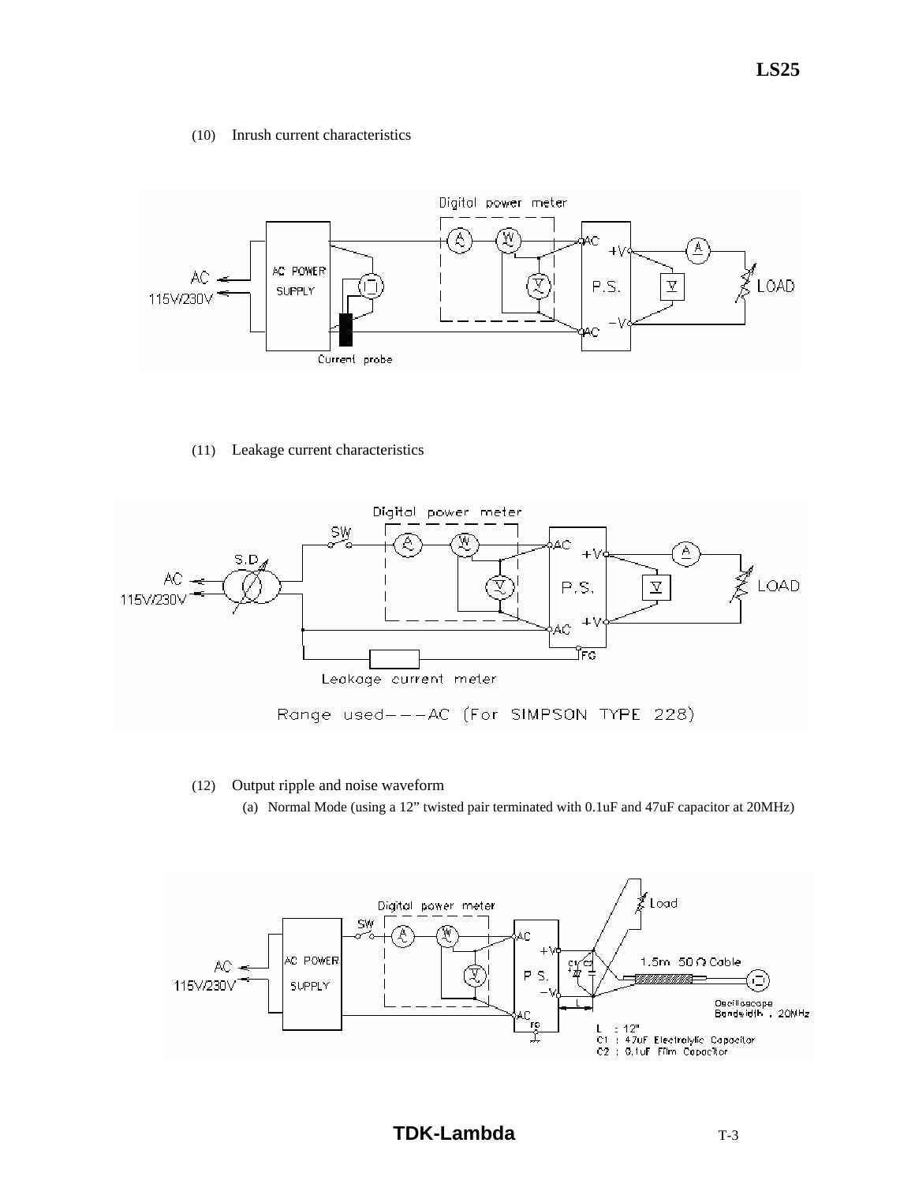(10) Inrush current characteristics

(11) Leakage current characteristics

(12) Output ripple and noise waveform

(a) Normal Mode (using a 12" twisted pair terminated with 0.1uF and 47uF capacitor at 20MHz)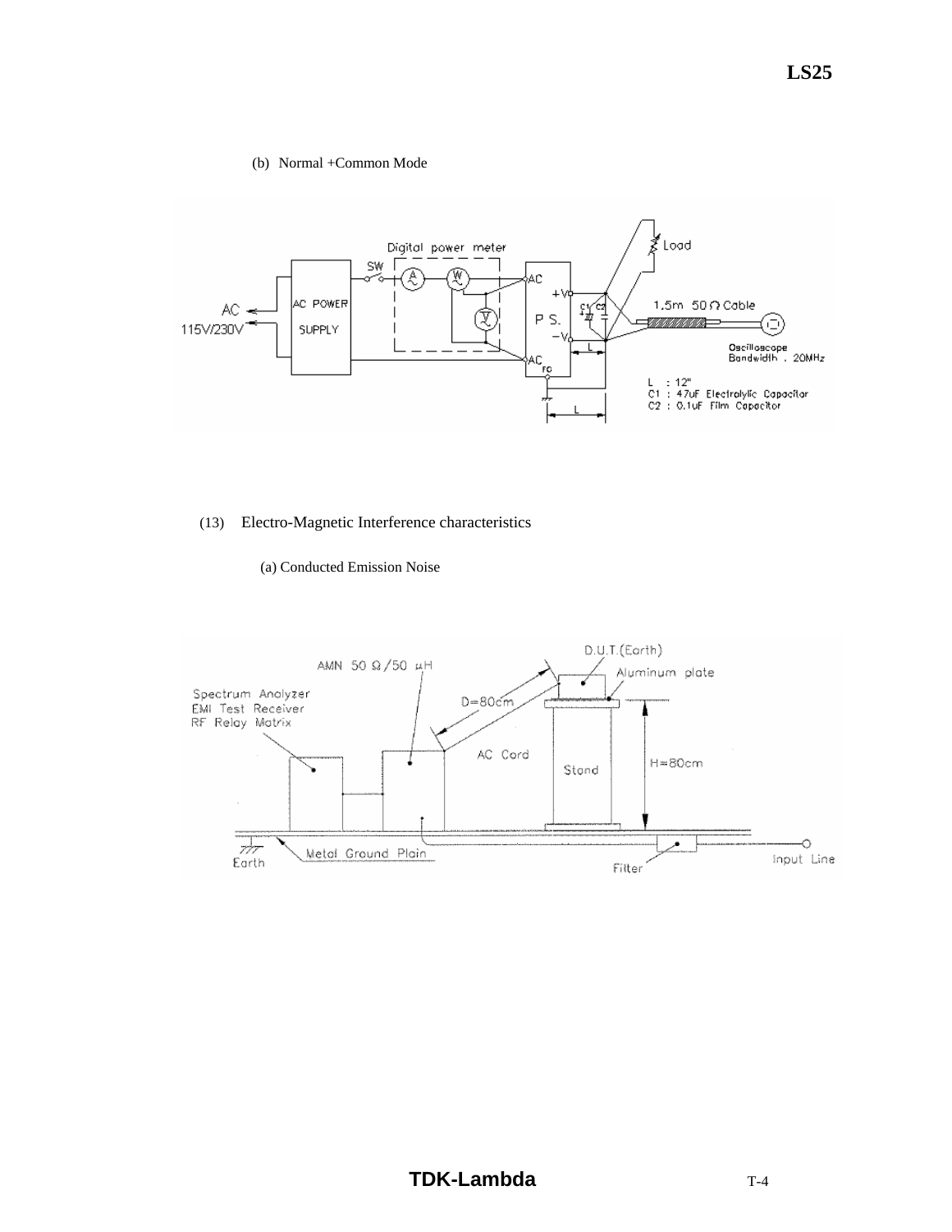(b) Normal +Common Mode

Digital power meter

SW

AC POWER SUPPLY

AC 115V/230V

AC

+V

P S.

−V

AC

FG

Load

1.5m 50Ω Cable

Oscilloscope Bandwidth . 20MHz

L : 12"
C1 : 47uF Electrolytic Capacitor
C2 : 0.1uF Film Capacitor

(13) Electro-Magnetic Interference characteristics

(a) Conducted Emission Noise

D.U.T.(Earth)

AMN 50 Ω/50 μH

Aluminum plate

Spectrum Analyzer
EMI Test Receiver
RF Relay Matrix

D=80cm

AC Cord

Stand

H=80cm

Earth

Metal Ground Plain

Filter

Input Line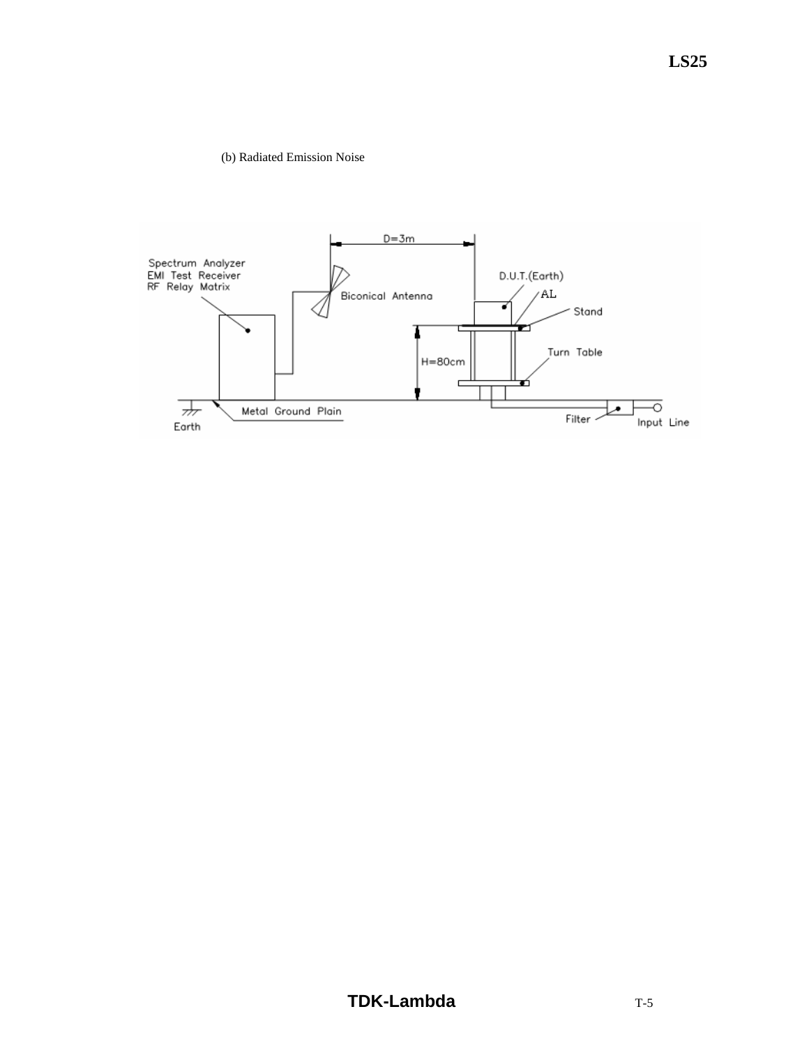(b) Radiated Emission Noise

Spectrum Analyzer
EMI Test Receiver
RF Relay Matrix

D=3m

Biconical Antenna

D.U.T.(Earth)

AL

Stand

H=80cm

Turn Table

Earth

Metal Ground Plain

Filter

Input Line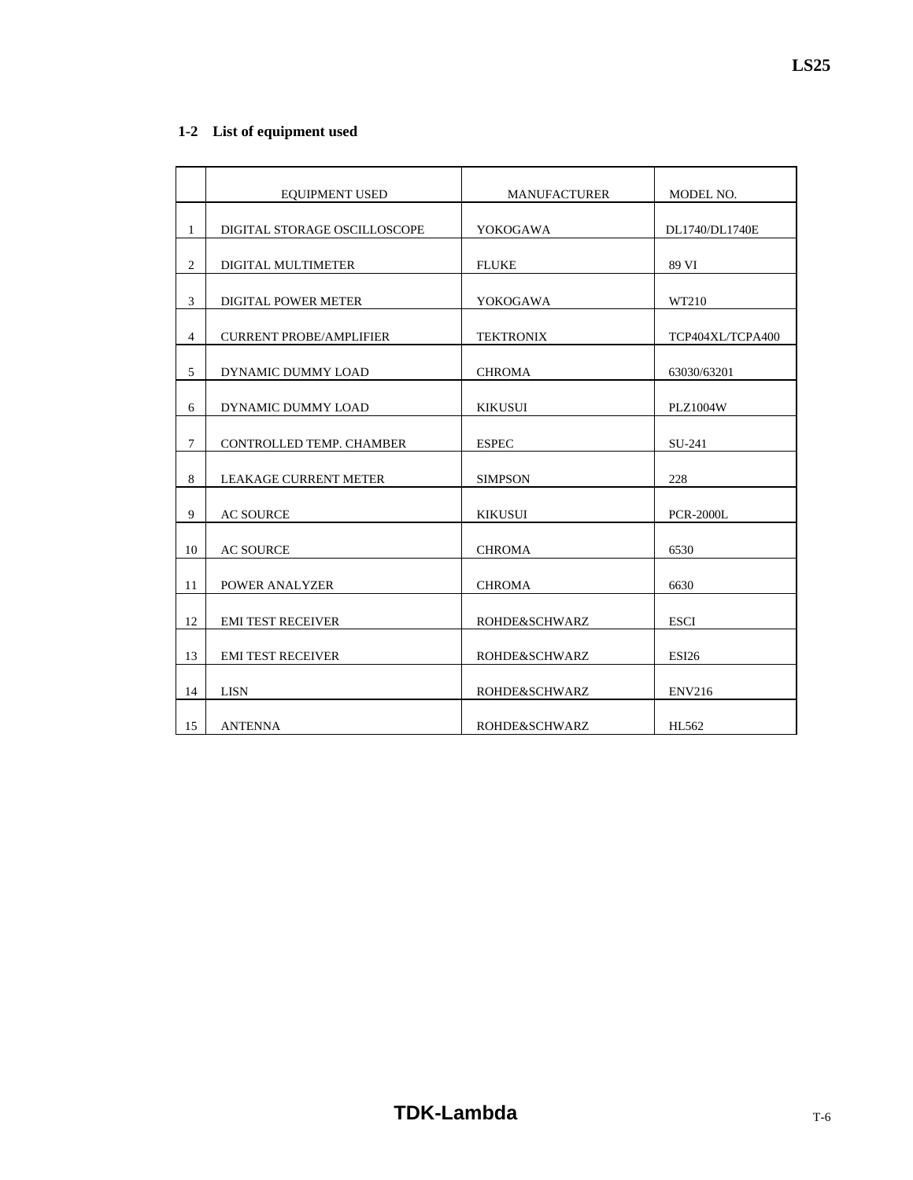## 1-2 List of equipment used

| | EQUIPMENT USED | MANUFACTURER | MODEL NO. |
|---|---|---|---|
| 1 | DIGITAL STORAGE OSCILLOSCOPE | YOKOGAWA | DL1740/DL1740E |
| 2 | DIGITAL MULTIMETER | FLUKE | 89 VI |
| 3 | DIGITAL POWER METER | YOKOGAWA | WT210 |
| 4 | CURRENT PROBE/AMPLIFIER | TEKTRONIX | TCP404XL/TCPA400 |
| 5 | DYNAMIC DUMMY LOAD | CHROMA | 63030/63201 |
| 6 | DYNAMIC DUMMY LOAD | KIKUSUI | PLZ1004W |
| 7 | CONTROLLED TEMP. CHAMBER | ESPEC | SU-241 |
| 8 | LEAKAGE CURRENT METER | SIMPSON | 228 |
| 9 | AC SOURCE | KIKUSUI | PCR-2000L |
| 10 | AC SOURCE | CHROMA | 6530 |
| 11 | POWER ANALYZER | CHROMA | 6630 |
| 12 | EMI TEST RECEIVER | ROHDE&SCHWARZ | ESCI |
| 13 | EMI TEST RECEIVER | ROHDE&SCHWARZ | ESI26 |
| 14 | LISN | ROHDE&SCHWARZ | ENV216 |
| 15 | ANTENNA | ROHDE&SCHWARZ | HL562 |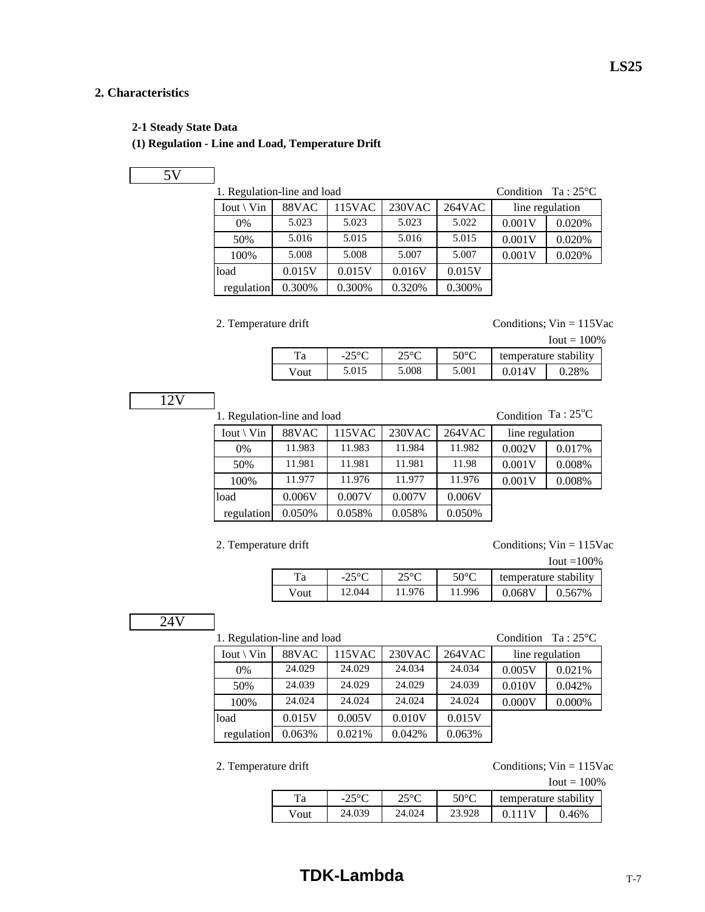## 2. Characteristics

### 2-1 Steady State Data

### (1) Regulation - Line and Load, Temperature Drift

**5V**

1. Regulation-line and load — Condition Ta : 25°C

| Iout \ Vin | 88VAC | 115VAC | 230VAC | 264VAC | line regulation | |
|---|---|---|---|---|---|---|
| 0% | 5.023 | 5.023 | 5.023 | 5.022 | 0.001V | 0.020% |
| 50% | 5.016 | 5.015 | 5.016 | 5.015 | 0.001V | 0.020% |
| 100% | 5.008 | 5.008 | 5.007 | 5.007 | 0.001V | 0.020% |
| load | 0.015V | 0.015V | 0.016V | 0.015V | | |
| regulation | 0.300% | 0.300% | 0.320% | 0.300% | | |

2. Temperature drift — Conditions; Vin = 115Vac, Iout = 100%

| Ta | -25°C | 25°C | 50°C | temperature stability | |
|---|---|---|---|---|---|
| Vout | 5.015 | 5.008 | 5.001 | 0.014V | 0.28% |

**12V**

1. Regulation-line and load — Condition Ta : 25°C

| Iout \ Vin | 88VAC | 115VAC | 230VAC | 264VAC | line regulation | |
|---|---|---|---|---|---|---|
| 0% | 11.983 | 11.983 | 11.984 | 11.982 | 0.002V | 0.017% |
| 50% | 11.981 | 11.981 | 11.981 | 11.98 | 0.001V | 0.008% |
| 100% | 11.977 | 11.976 | 11.977 | 11.976 | 0.001V | 0.008% |
| load | 0.006V | 0.007V | 0.007V | 0.006V | | |
| regulation | 0.050% | 0.058% | 0.058% | 0.050% | | |

2. Temperature drift — Conditions; Vin = 115Vac, Iout =100%

| Ta | -25°C | 25°C | 50°C | temperature stability | |
|---|---|---|---|---|---|
| Vout | 12.044 | 11.976 | 11.996 | 0.068V | 0.567% |

**24V**

1. Regulation-line and load — Condition Ta : 25°C

| Iout \ Vin | 88VAC | 115VAC | 230VAC | 264VAC | line regulation | |
|---|---|---|---|---|---|---|
| 0% | 24.029 | 24.029 | 24.034 | 24.034 | 0.005V | 0.021% |
| 50% | 24.039 | 24.029 | 24.029 | 24.039 | 0.010V | 0.042% |
| 100% | 24.024 | 24.024 | 24.024 | 24.024 | 0.000V | 0.000% |
| load | 0.015V | 0.005V | 0.010V | 0.015V | | |
| regulation | 0.063% | 0.021% | 0.042% | 0.063% | | |

2. Temperature drift — Conditions; Vin = 115Vac, Iout = 100%

| Ta | -25°C | 25°C | 50°C | temperature stability | |
|---|---|---|---|---|---|
| Vout | 24.039 | 24.024 | 23.928 | 0.111V | 0.46% |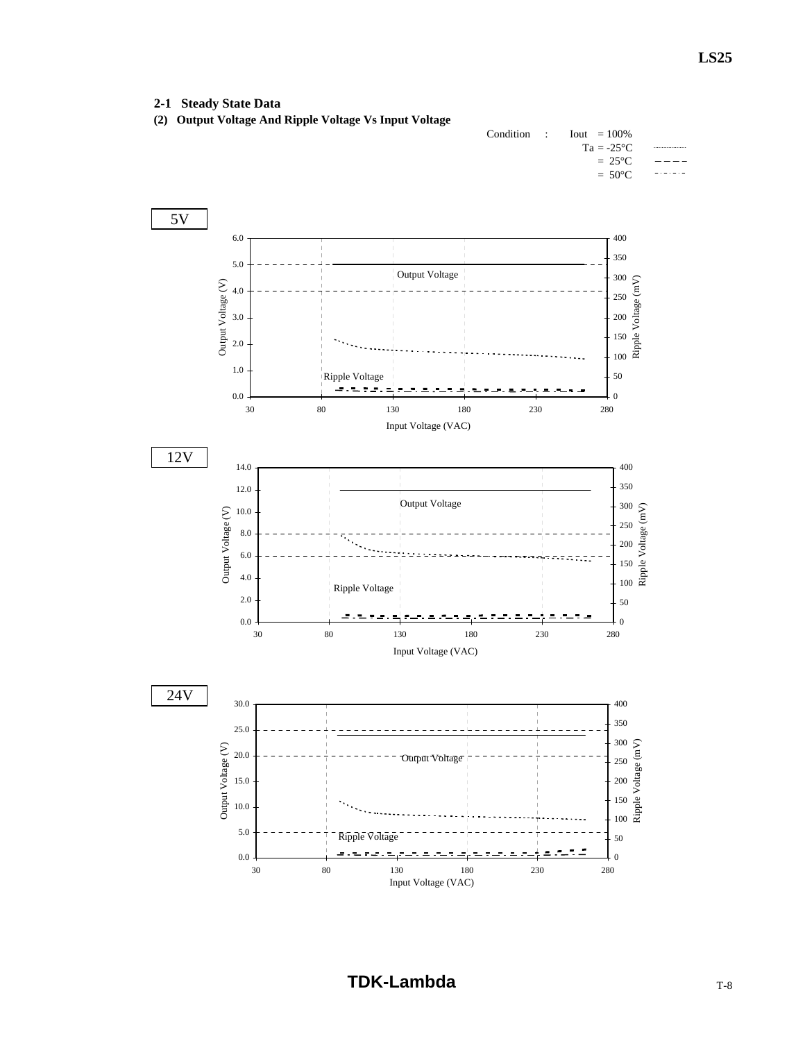## 2-1 Steady State Data

### (2) Output Voltage And Ripple Voltage Vs Input Voltage

Condition : Iout = 100%
Ta = -25°C ··········
= 25°C – – – –
= 50°C - · - · -

5V

Output Voltage (V) / Ripple Voltage (mV) / Input Voltage (VAC)

Output Voltage

Ripple Voltage

12V

Output Voltage (V) / Ripple Voltage (mV) / Input Voltage (VAC)

Output Voltage

Ripple Voltage

24V

Output Voltage (V) / Ripple Voltage (mV) / Input Voltage (VAC)

Output Voltage

Ripple Voltage

**TDK-Lambda**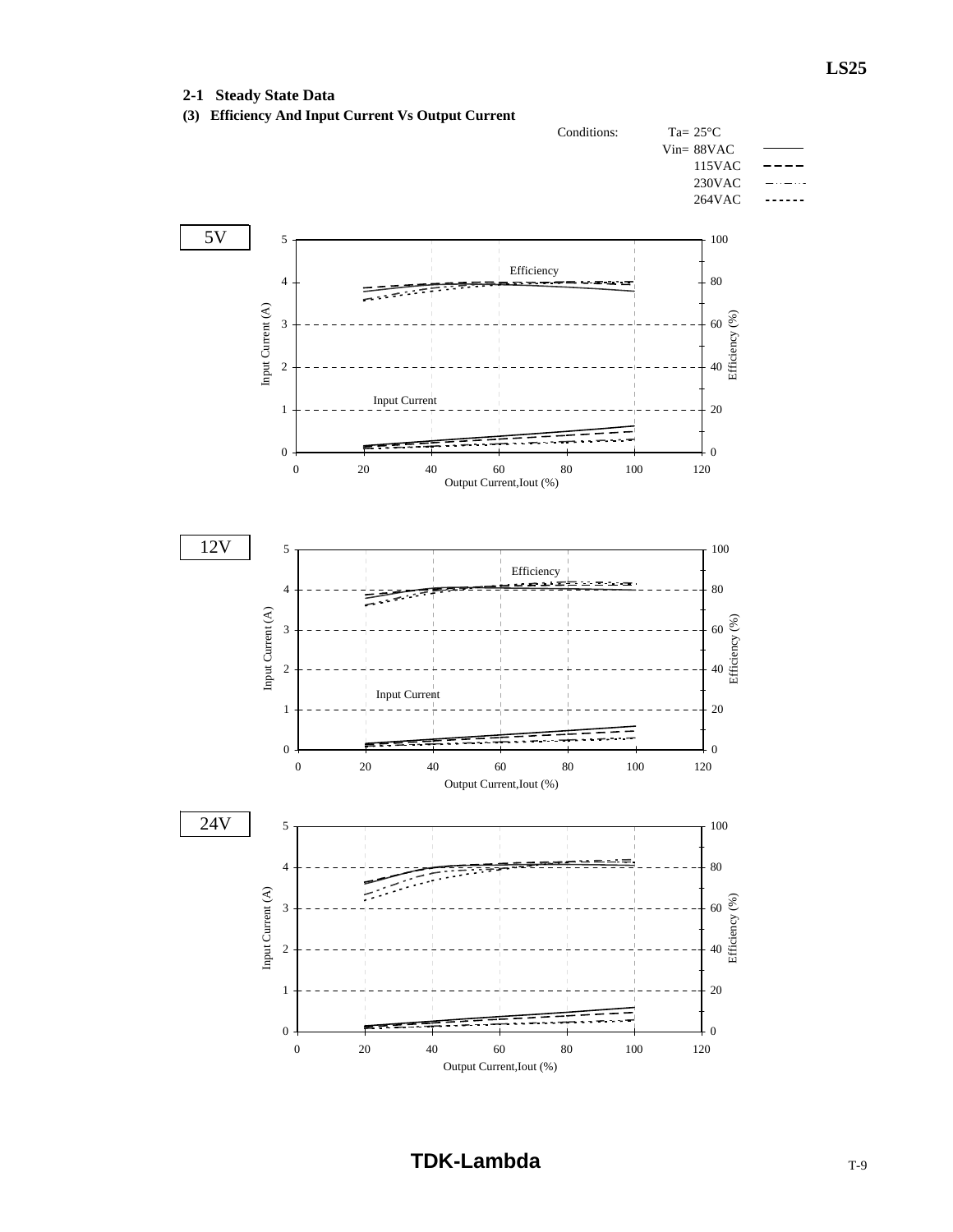## 2-1 Steady State Data

### (3) Efficiency And Input Current Vs Output Current

Conditions: Ta= 25°C

| Vin= | Line |
|---|---|
| 88VAC | ——— |
| 115VAC | – – – – |
| 230VAC | —··—·· |
| 264VAC | - - - - - - |

**5V**

Efficiency

Input Current

Input Current (A)

Efficiency (%)

Output Current,Iout (%)

**12V**

Efficiency

Input Current

Input Current (A)

Efficiency (%)

Output Current,Iout (%)

**24V**

Input Current (A)

Efficiency (%)

Output Current,Iout (%)

**TDK-Lambda**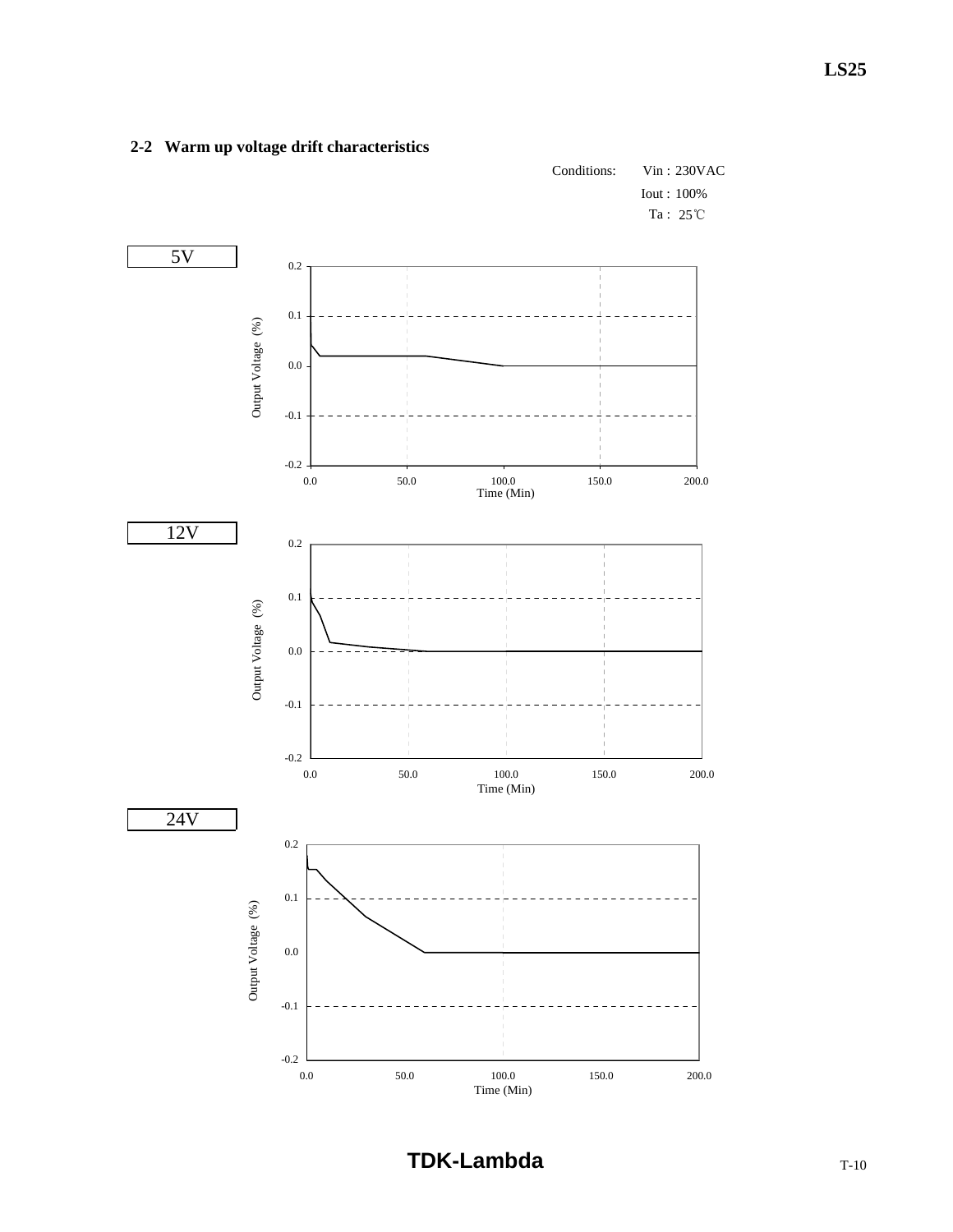## 2-2 Warm up voltage drift characteristics

Conditions: Vin : 230VAC
Iout : 100%
Ta : 25℃

5V

Output Voltage (%)

0.2
0.1
0.0
-0.1
-0.2

0.0 50.0 100.0 150.0 200.0
Time (Min)

12V

Output Voltage (%)

0.2
0.1
0.0
-0.1
-0.2

0.0 50.0 100.0 150.0 200.0
Time (Min)

24V

Output Voltage (%)

0.2
0.1
0.0
-0.1
-0.2

0.0 50.0 100.0 150.0 200.0
Time (Min)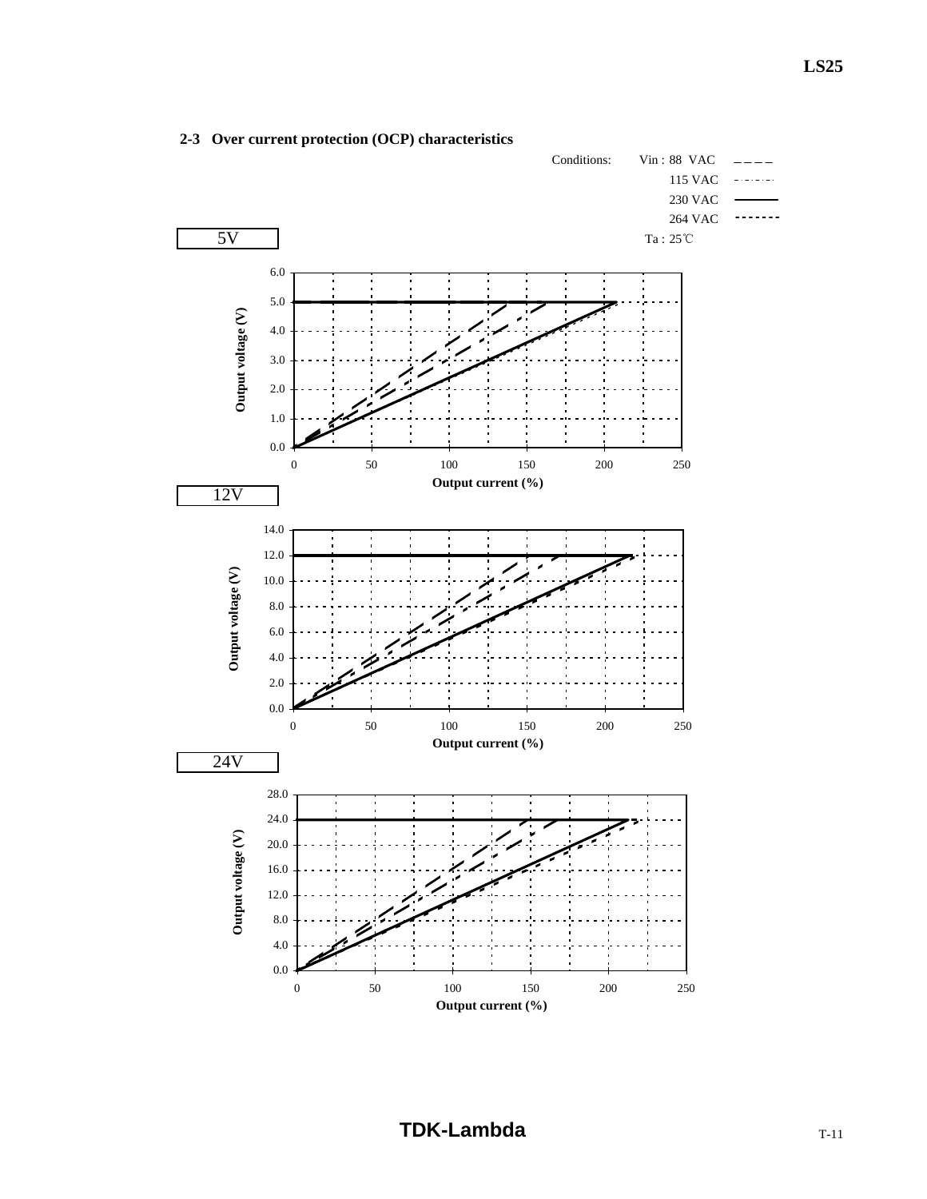## 2-3 Over current protection (OCP) characteristics

Conditions: Vin : 88 VAC
115 VAC
230 VAC
264 VAC
Ta : 25℃

5V

12V

24V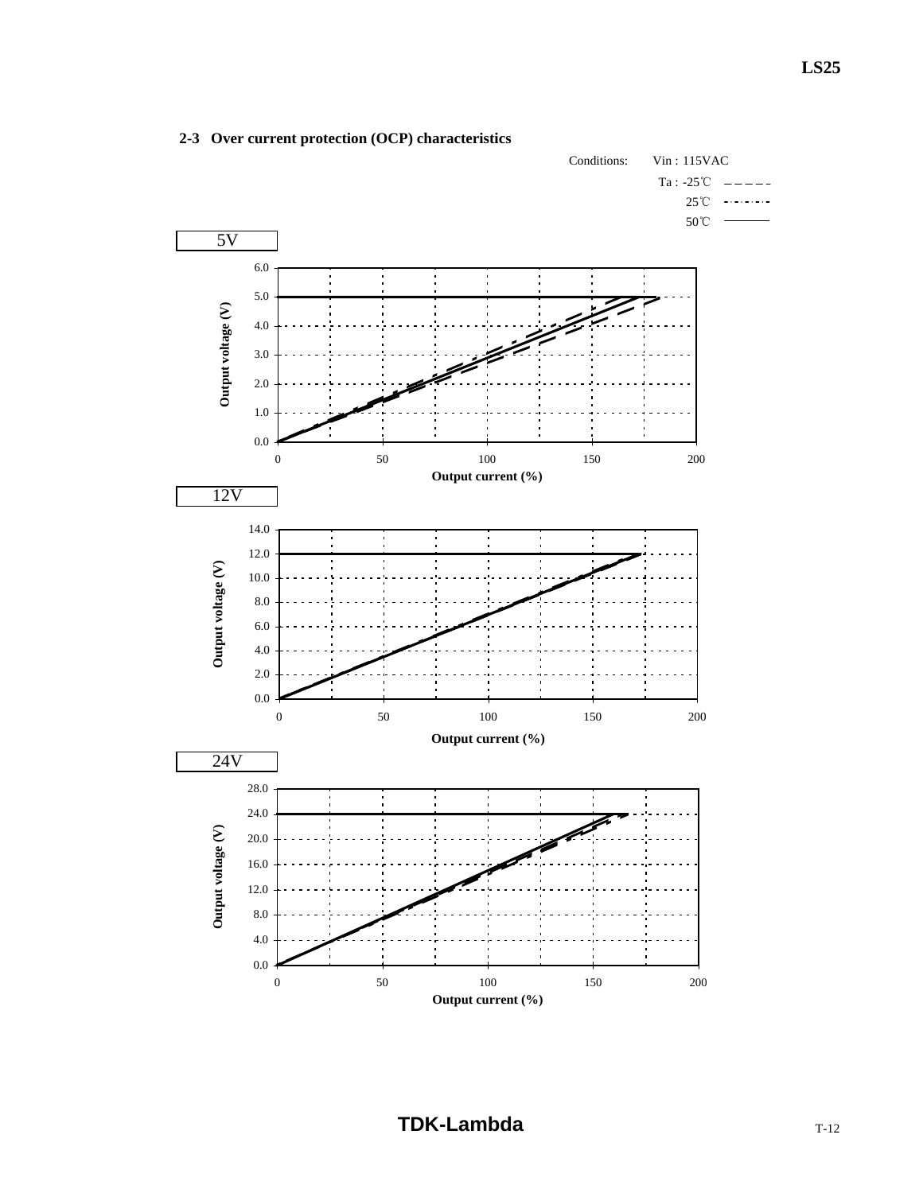## 2-3 Over current protection (OCP) characteristics

Conditions: Vin : 115VAC

Ta : -25℃ – – – – –

25℃ -·-·-·-·-

50℃ ———

5V

12V

24V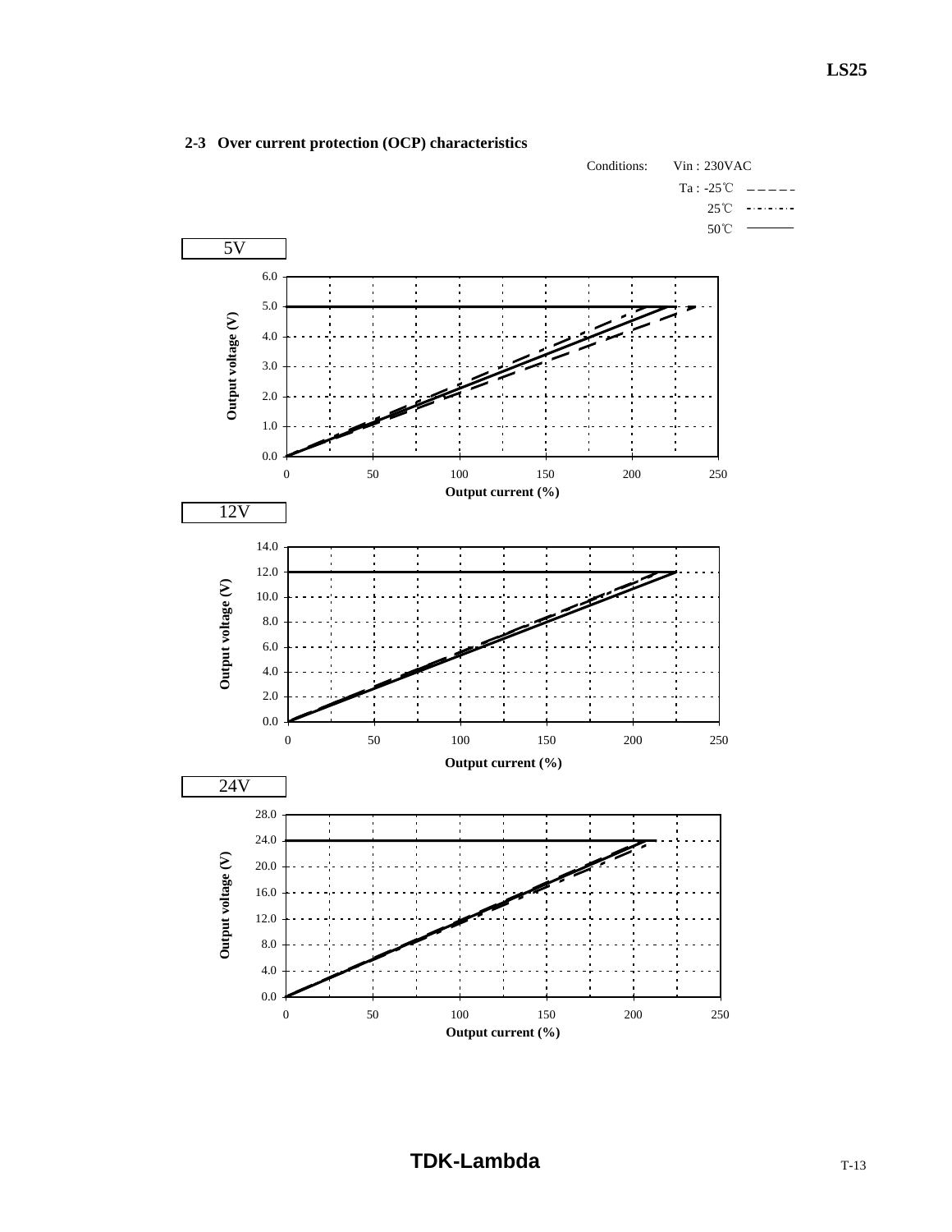## 2-3 Over current protection (OCP) characteristics

Conditions: Vin : 230VAC

Ta : -25℃ – – – – –

25℃ -·-·-·-

50℃ ———

5V

Output voltage (V) vs. Output current (%)

12V

Output voltage (V) vs. Output current (%)

24V

Output voltage (V) vs. Output current (%)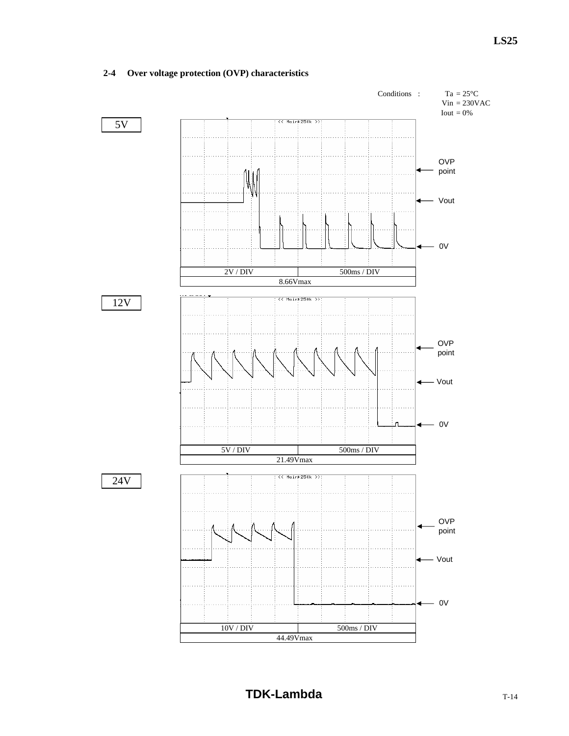## 2-4 Over voltage protection (OVP) characteristics

Conditions : Ta = 25°C
Vin = 230VAC
Iout = 0%

5V

OVP point

Vout

0V

| 2V / DIV | 500ms / DIV |
|---|---|
| 8.66Vmax | |

12V

OVP point

Vout

0V

| 5V / DIV | 500ms / DIV |
|---|---|
| 21.49Vmax | |

24V

OVP point

Vout

0V

| 10V / DIV | 500ms / DIV |
|---|---|
| 44.49Vmax | |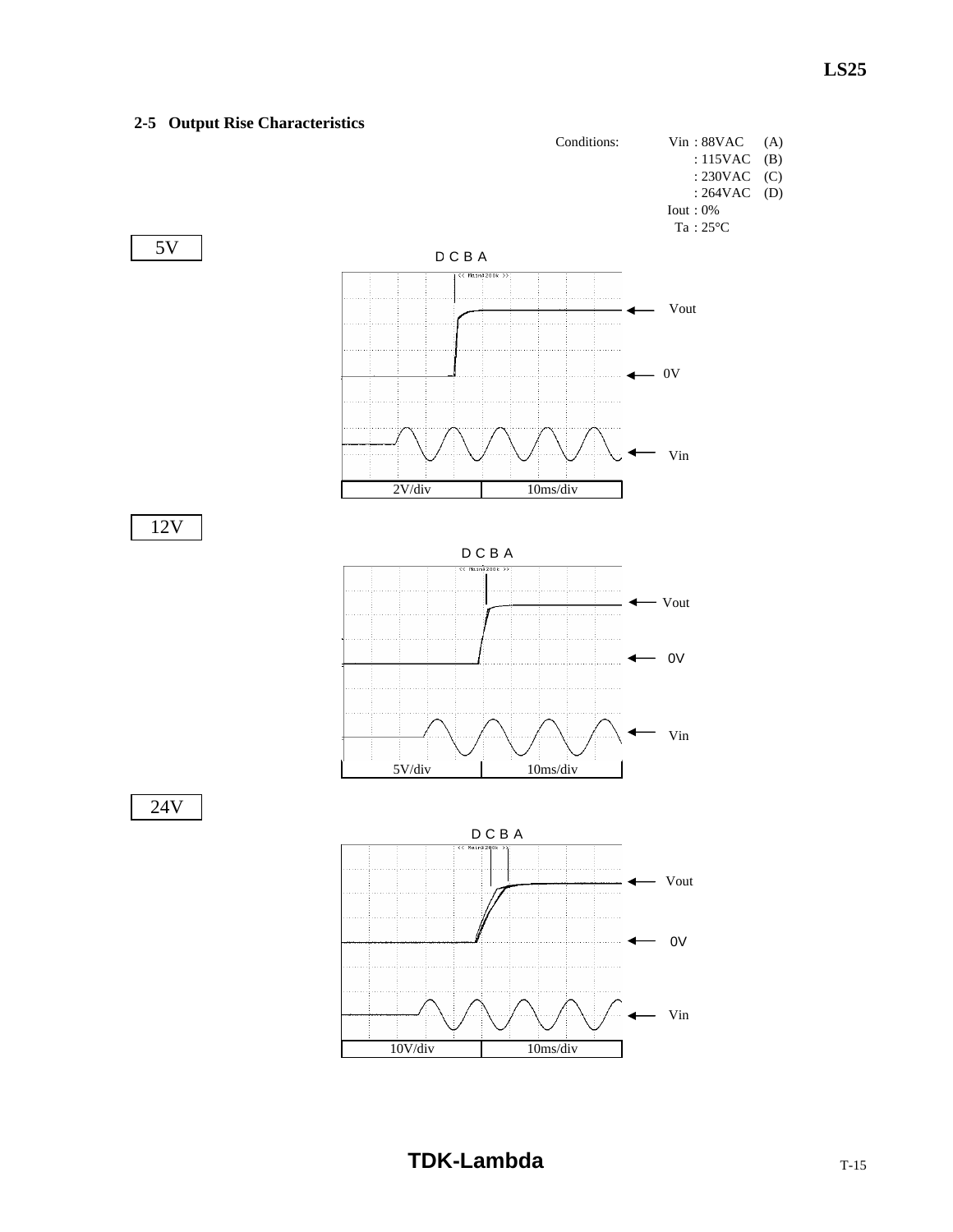## 2-5 Output Rise Characteristics

Conditions:

Vin : 88VAC (A)
: 115VAC (B)
: 230VAC (C)
: 264VAC (D)
Iout : 0%
Ta : 25°C

5V

D C B A

Vout

0V

Vin

| 2V/div | 10ms/div |
|---|---|

12V

D C B A

Vout

0V

Vin

| 5V/div | 10ms/div |
|---|---|

24V

D C B A

Vout

0V

Vin

| 10V/div | 10ms/div |
|---|---|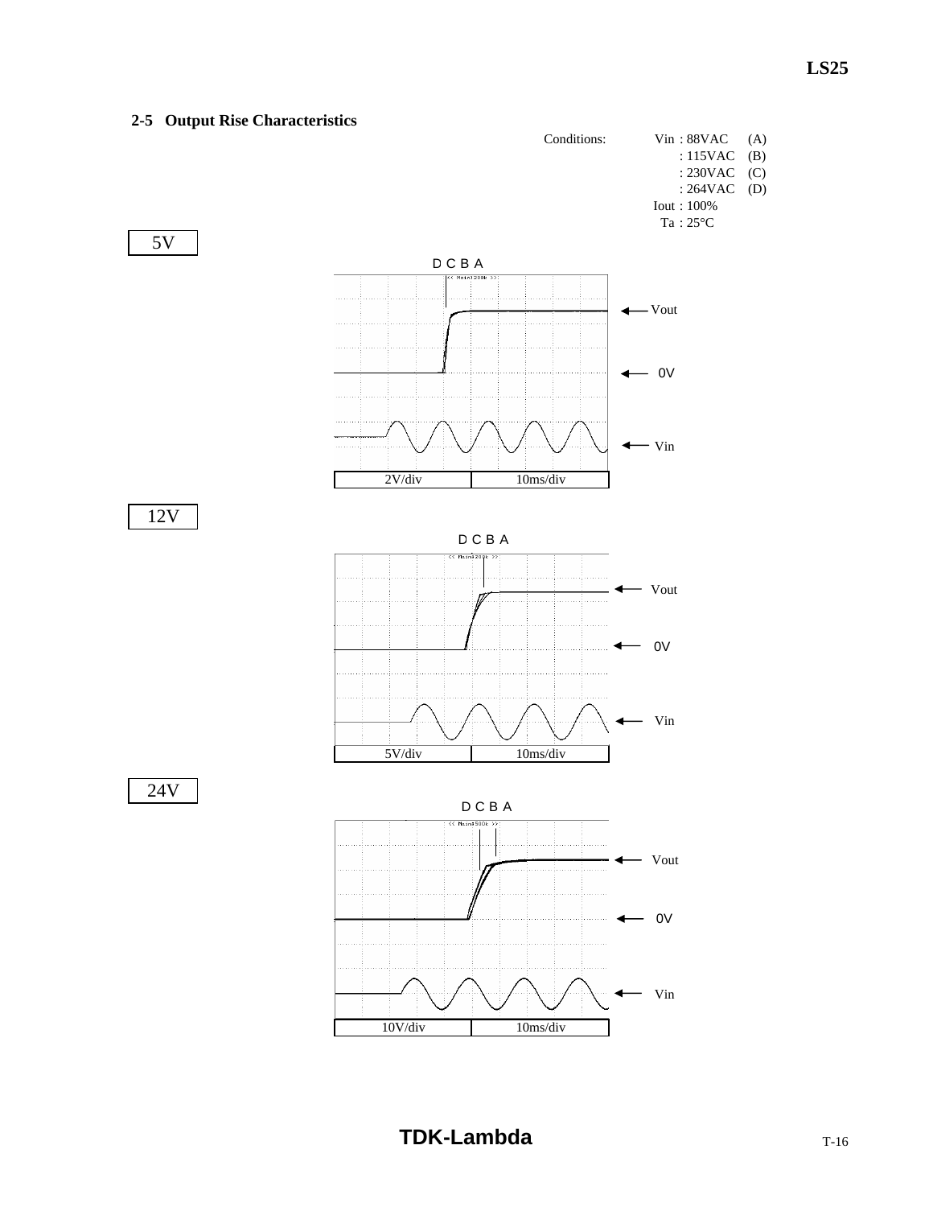## 2-5 Output Rise Characteristics

Conditions:
Vin : 88VAC (A)
: 115VAC (B)
: 230VAC (C)
: 264VAC (D)
Iout : 100%
Ta : 25°C

**5V**

D C B A

Vout

0V

Vin

| 2V/div | 10ms/div |
|---|---|

**12V**

D C B A

Vout

0V

Vin

| 5V/div | 10ms/div |
|---|---|

**24V**

D C B A

Vout

0V

Vin

| 10V/div | 10ms/div |
|---|---|

**TDK-Lambda**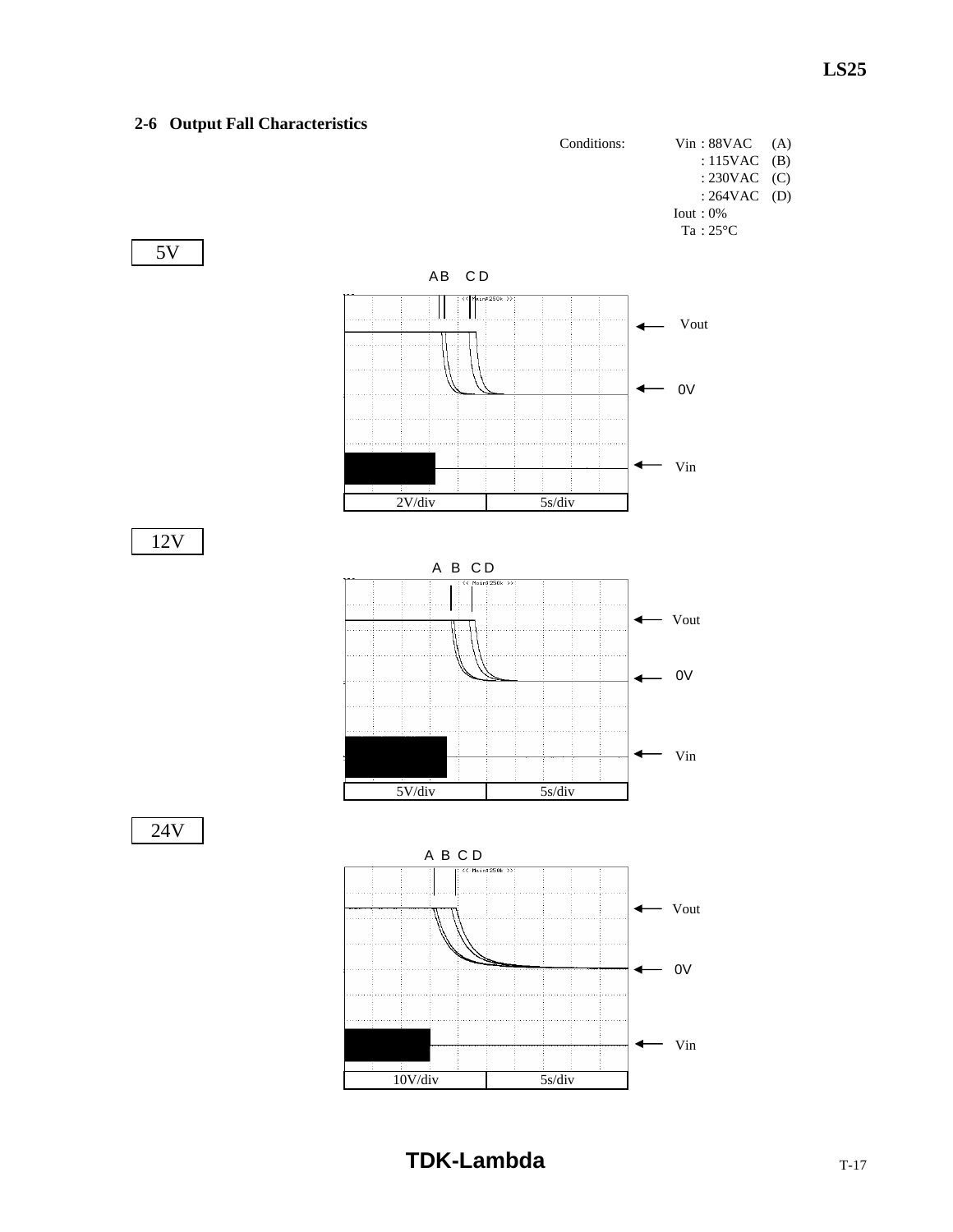## 2-6 Output Fall Characteristics

Conditions:
Vin : 88VAC (A)
: 115VAC (B)
: 230VAC (C)
: 264VAC (D)
Iout : 0%
Ta : 25°C

**5V**

A B C D

Vout

0V

Vin

2V/div | 5s/div

**12V**

A B C D

Vout

0V

Vin

5V/div | 5s/div

**24V**

A B C D

Vout

0V

Vin

10V/div | 5s/div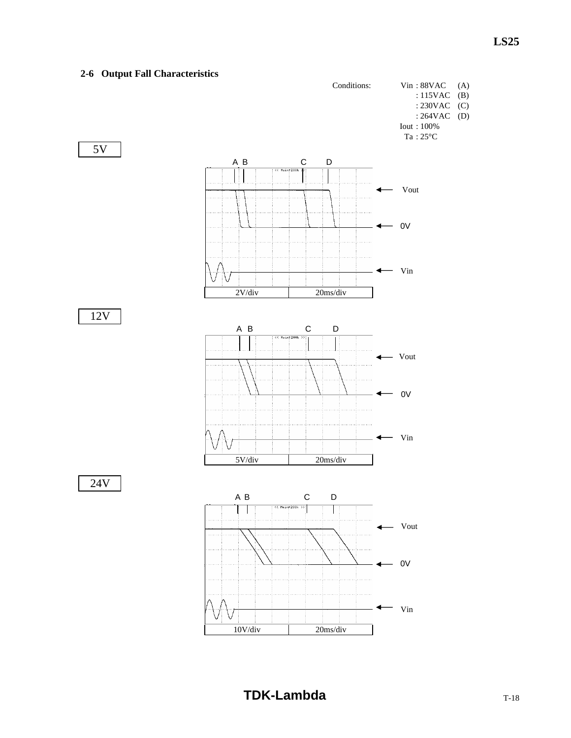## 2-6 Output Fall Characteristics

Conditions:

Vin : 88VAC (A)
: 115VAC (B)
: 230VAC (C)
: 264VAC (D)
Iout : 100%
Ta : 25°C

5V

A B C D

Vout

0V

Vin

2V/div 20ms/div

12V

A B C D

Vout

0V

Vin

5V/div 20ms/div

24V

A B C D

Vout

0V

Vin

10V/div 20ms/div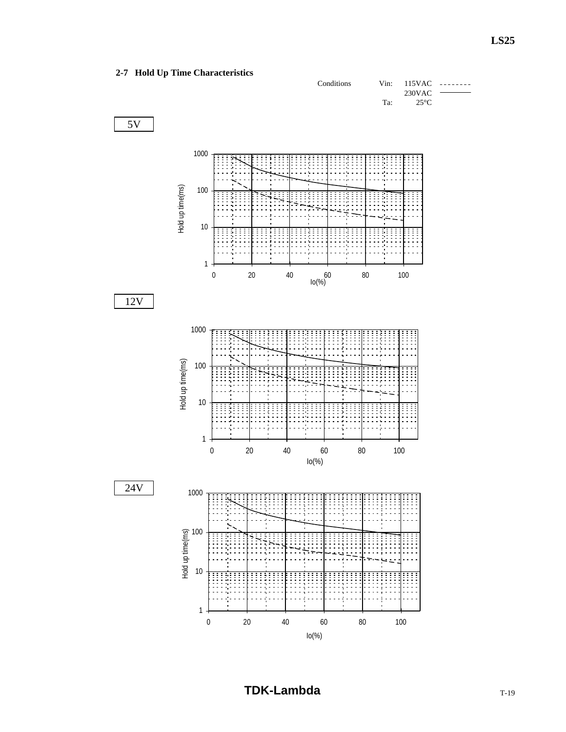## 2-7 Hold Up Time Characteristics

Conditions Vin: 115VAC - - - - - - - -
230VAC ————
Ta: 25°C

5V

Hold up time(ms)

1000
100
10
1

0 20 40 60 80 100
Io(%)

12V

Hold up time(ms)

1000
100
10
1

0 20 40 60 80 100
Io(%)

24V

Hold up time(ms)

1000
100
10
1

0 20 40 60 80 100
Io(%)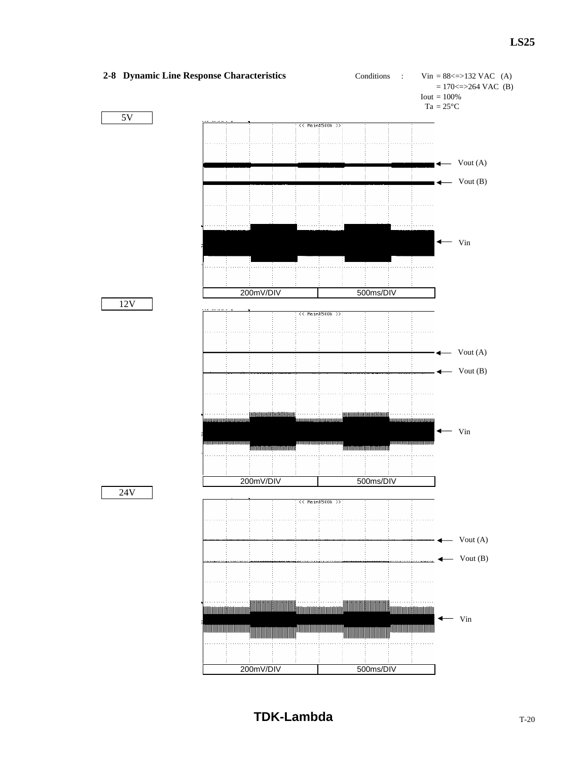## 2-8 Dynamic Line Response Characteristics

Conditions : Vin = 88<=>132 VAC (A)
= 170<=>264 VAC (B)
Iout = 100%
Ta = 25°C

5V

Vout (A)

Vout (B)

Vin

200mV/DIV 500ms/DIV

12V

Vout (A)

Vout (B)

Vin

200mV/DIV 500ms/DIV

24V

Vout (A)

Vout (B)

Vin

200mV/DIV 500ms/DIV

**TDK-Lambda**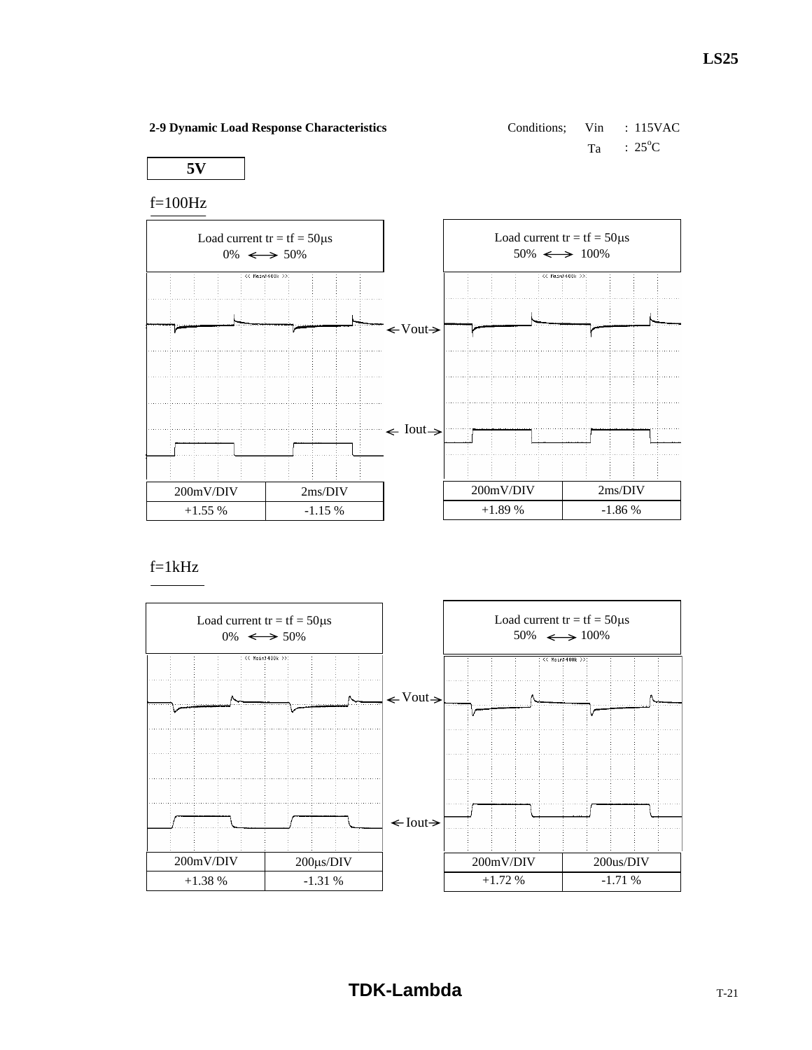**2-9 Dynamic Load Response Characteristics**

Conditions; Vin : 115VAC
Ta : 25°C

**5V**

f=100Hz

Load current tr = tf = 50μs
0% ⟷ 50%

Load current tr = tf = 50μs
50% ⟷ 100%

←Vout→

← Iout→

| 200mV/DIV | 2ms/DIV |
|---|---|
| +1.55 % | -1.15 % |

| 200mV/DIV | 2ms/DIV |
|---|---|
| +1.89 % | -1.86 % |

f=1kHz

Load current tr = tf = 50μs
0% ⟷ 50%

Load current tr = tf = 50μs
50% ⟷ 100%

←Vout→

←Iout→

| 200mV/DIV | 200μs/DIV |
|---|---|
| +1.38 % | -1.31 % |

| 200mV/DIV | 200us/DIV |
|---|---|
| +1.72 % | -1.71 % |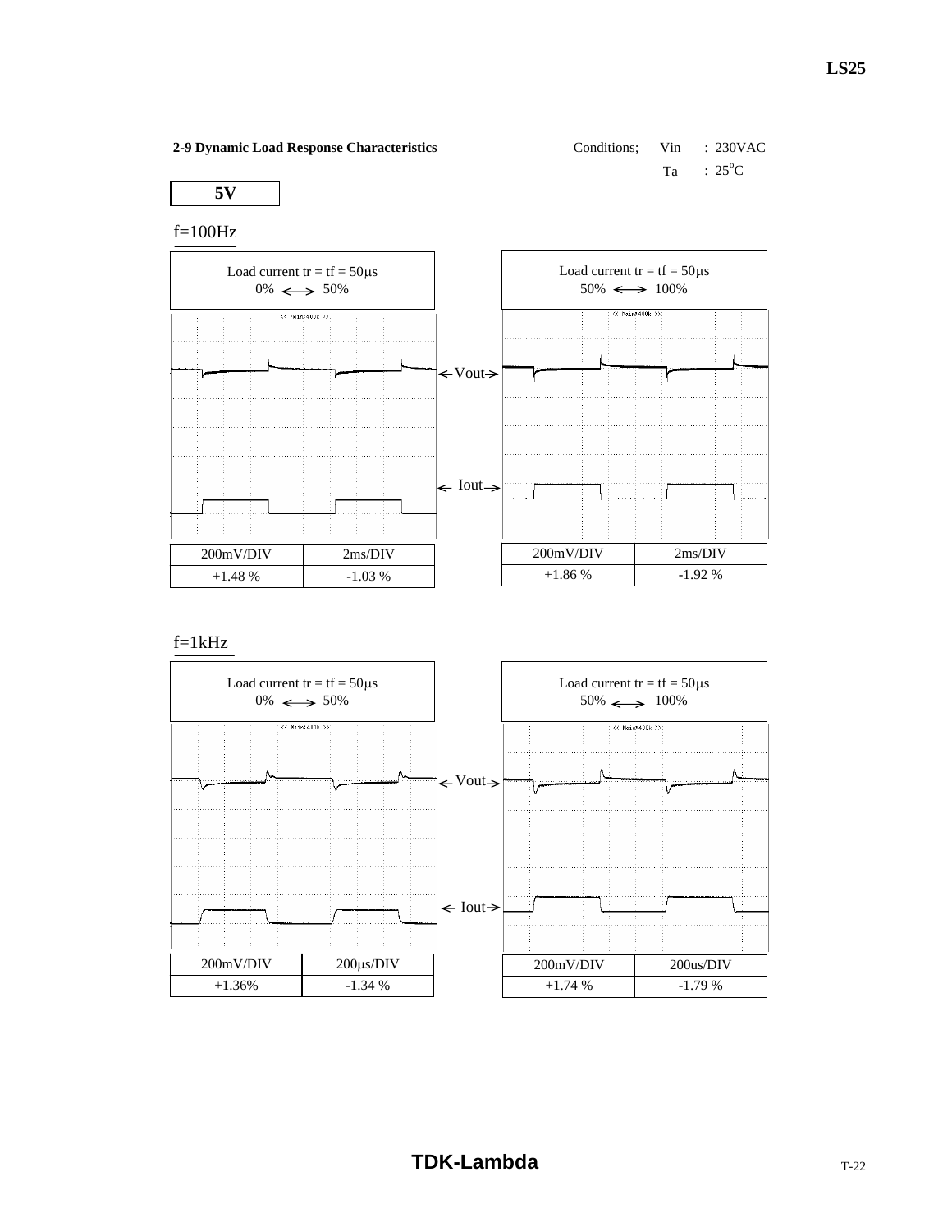## 2-9 Dynamic Load Response Characteristics

Conditions; Vin : 230VAC
Ta : 25°C

**5V**

f=100Hz

Load current tr = tf = 50μs
0% ⟷ 50%

| 200mV/DIV | 2ms/DIV |
|---|---|
| +1.48 % | -1.03 % |

Load current tr = tf = 50μs
50% ⟷ 100%

| 200mV/DIV | 2ms/DIV |
|---|---|
| +1.86 % | -1.92 % |

← Vout →

← Iout →

f=1kHz

Load current tr = tf = 50μs
0% ⟷ 50%

| 200mV/DIV | 200μs/DIV |
|---|---|
| +1.36% | -1.34 % |

Load current tr = tf = 50μs
50% ⟷ 100%

| 200mV/DIV | 200us/DIV |
|---|---|
| +1.74 % | -1.79 % |

← Vout →

← Iout →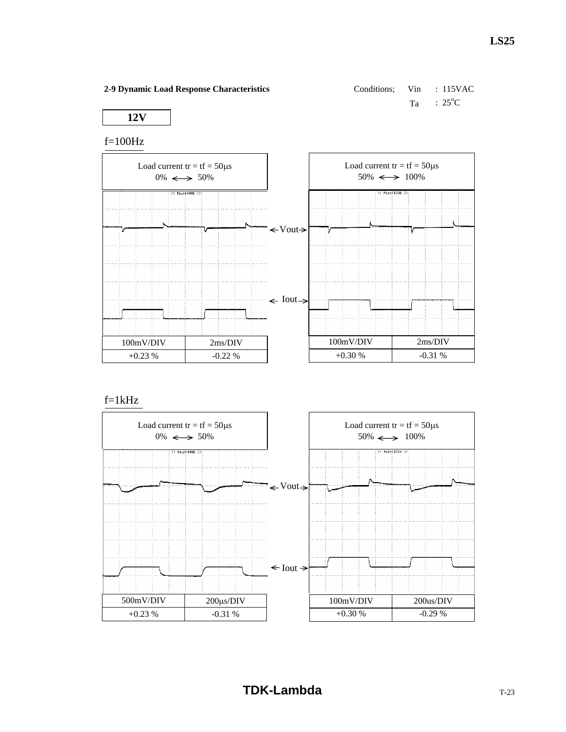## 2-9 Dynamic Load Response Characteristics

Conditions; Vin : 115VAC
Ta : 25°C

**12V**

f=100Hz

Load current tr = tf = 50μs
0% ⟷ 50%

Vout

Iout

| 100mV/DIV | 2ms/DIV |
| --- | --- |
| +0.23 % | -0.22 % |

Load current tr = tf = 50μs
50% ⟷ 100%

| 100mV/DIV | 2ms/DIV |
| --- | --- |
| +0.30 % | -0.31 % |

f=1kHz

Load current tr = tf = 50μs
0% ⟷ 50%

Vout

Iout

| 500mV/DIV | 200μs/DIV |
| --- | --- |
| +0.23 % | -0.31 % |

Load current tr = tf = 50μs
50% ⟷ 100%

| 100mV/DIV | 200us/DIV |
| --- | --- |
| +0.30 % | -0.29 % |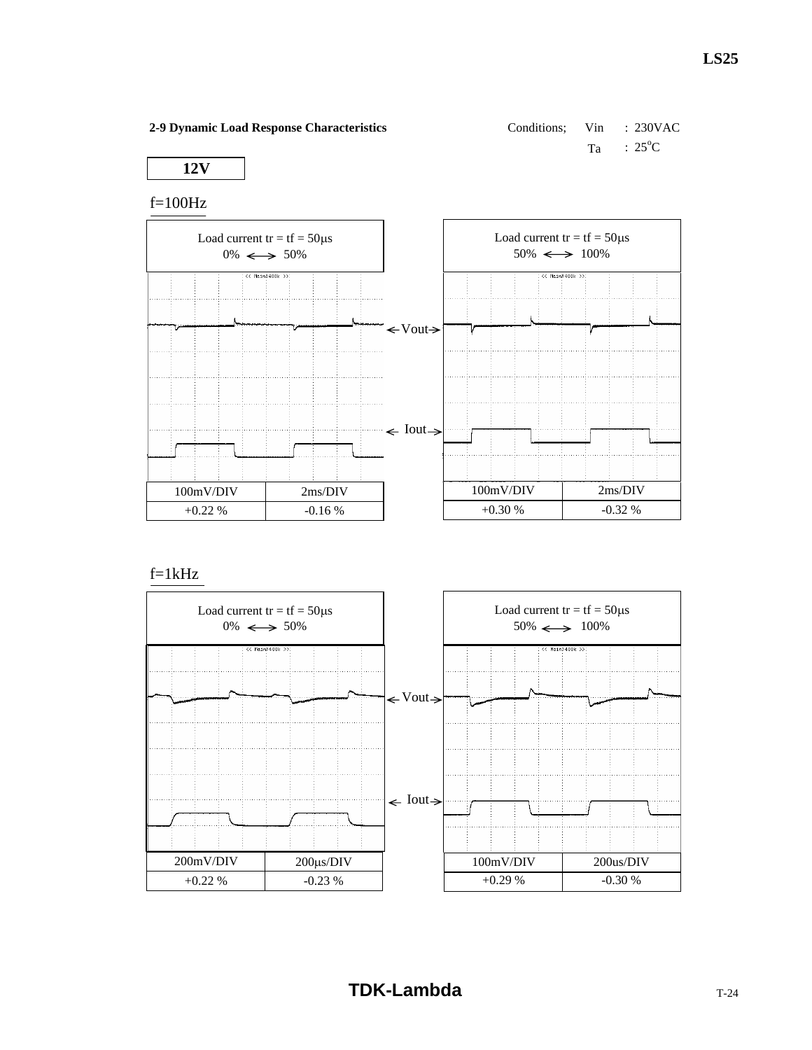## 2-9 Dynamic Load Response Characteristics

Conditions; Vin : 230VAC
Ta : 25°C

**12V**

f=100Hz

Load current tr = tf = 50μs
0% ⟷ 50%

Load current tr = tf = 50μs
50% ⟷ 100%

← Vout →

← Iout →

| 100mV/DIV | 2ms/DIV |
|---|---|
| +0.22 % | -0.16 % |

| 100mV/DIV | 2ms/DIV |
|---|---|
| +0.30 % | -0.32 % |

f=1kHz

Load current tr = tf = 50μs
0% ⟷ 50%

Load current tr = tf = 50μs
50% ⟷ 100%

← Vout →

← Iout →

| 200mV/DIV | 200μs/DIV |
|---|---|
| +0.22 % | -0.23 % |

| 100mV/DIV | 200us/DIV |
|---|---|
| +0.29 % | -0.30 % |

**TDK-Lambda**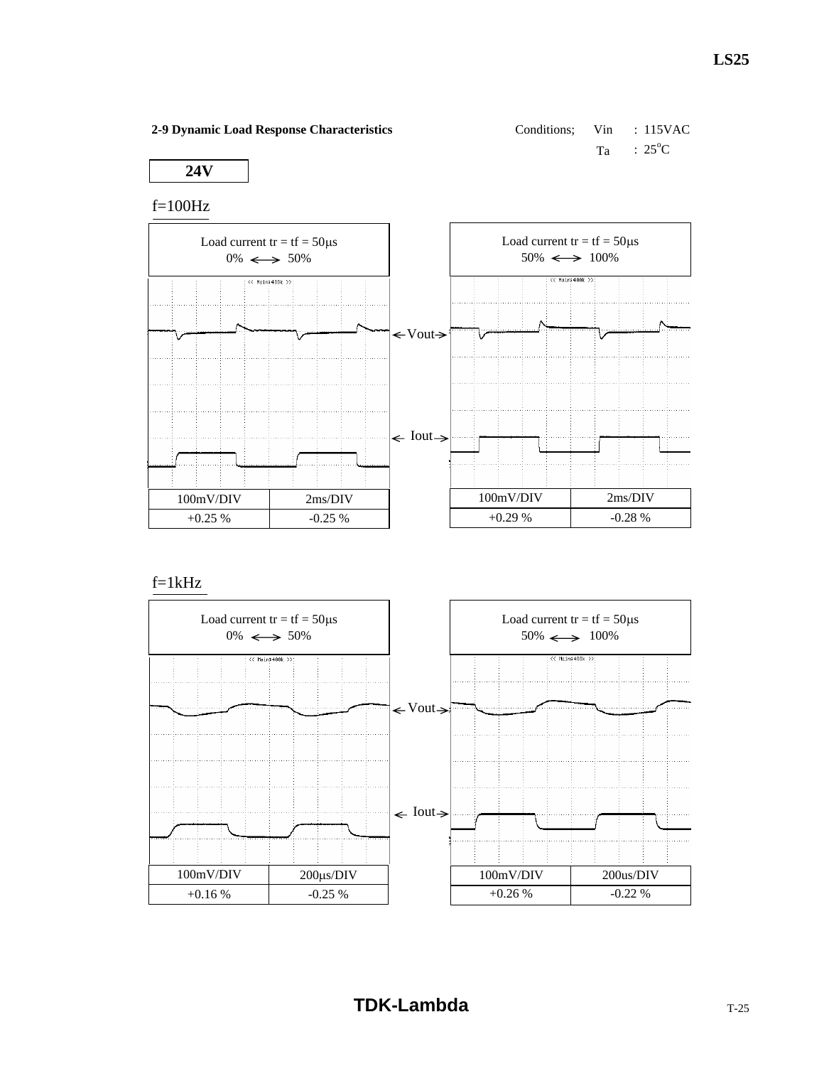## 2-9 Dynamic Load Response Characteristics

Conditions; Vin : 115VAC
Ta : 25°C

**24V**

f=100Hz

Load current tr = tf = 50μs
0% ⟷ 50%

Load current tr = tf = 50μs
50% ⟷ 100%

← Vout →

← Iout →

| 100mV/DIV | 2ms/DIV |
|---|---|
| +0.25 % | -0.25 % |

| 100mV/DIV | 2ms/DIV |
|---|---|
| +0.29 % | -0.28 % |

f=1kHz

Load current tr = tf = 50μs
0% ⟷ 50%

Load current tr = tf = 50μs
50% ⟷ 100%

← Vout →

← Iout →

| 100mV/DIV | 200μs/DIV |
|---|---|
| +0.16 % | -0.25 % |

| 100mV/DIV | 200us/DIV |
|---|---|
| +0.26 % | -0.22 % |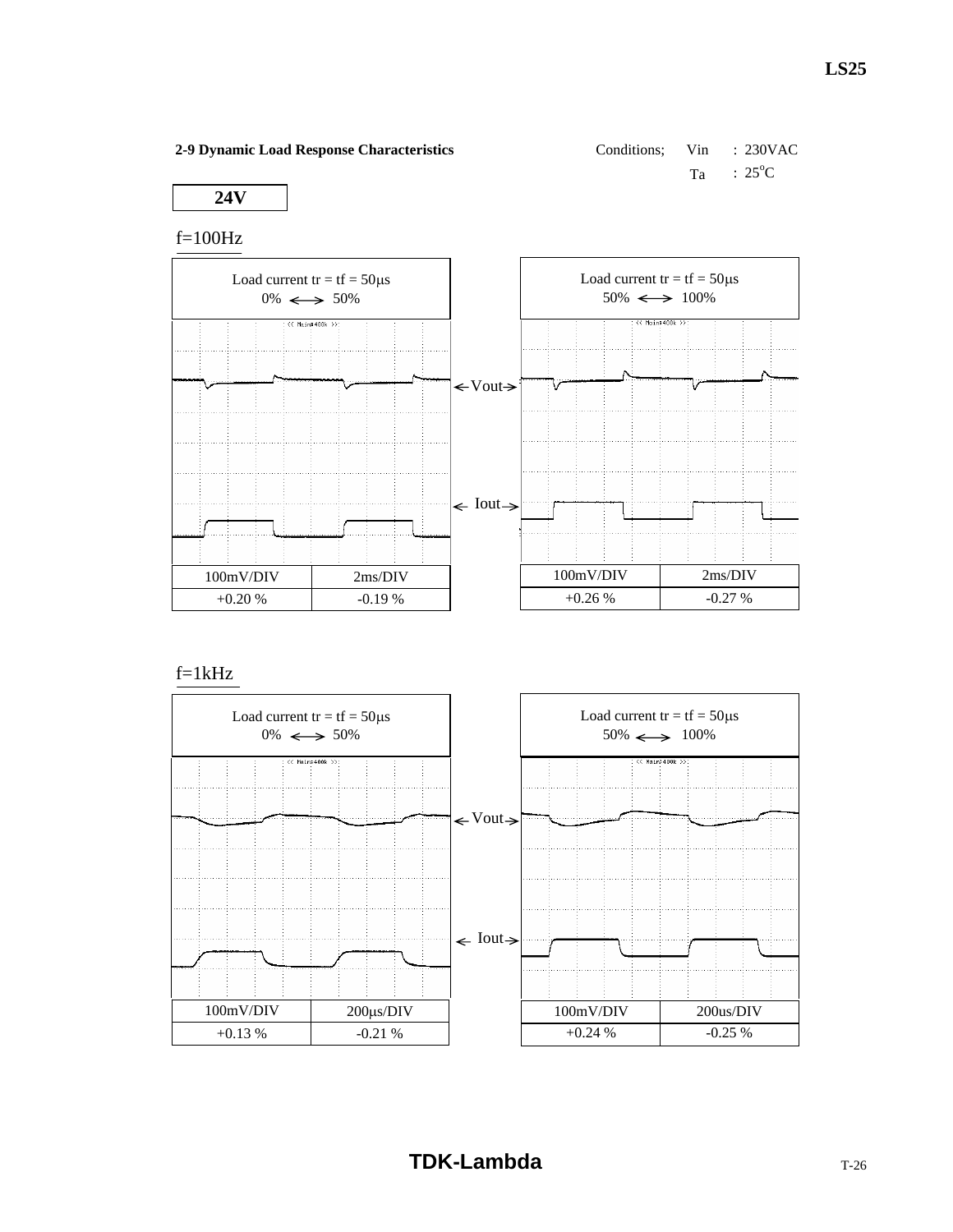## 2-9 Dynamic Load Response Characteristics

Conditions; Vin : 230VAC
Ta : 25°C

**24V**

f=100Hz

Load current tr = tf = 50μs
0% ⟷ 50%

| 100mV/DIV | 2ms/DIV |
|---|---|
| +0.20 % | -0.19 % |

Load current tr = tf = 50μs
50% ⟷ 100%

| 100mV/DIV | 2ms/DIV |
|---|---|
| +0.26 % | -0.27 % |

←Vout→

← Iout→

f=1kHz

Load current tr = tf = 50μs
0% ⟷ 50%

| 100mV/DIV | 200μs/DIV |
|---|---|
| +0.13 % | -0.21 % |

Load current tr = tf = 50μs
50% ⟷ 100%

| 100mV/DIV | 200us/DIV |
|---|---|
| +0.24 % | -0.25 % |

←Vout→

← Iout→

TDK-Lambda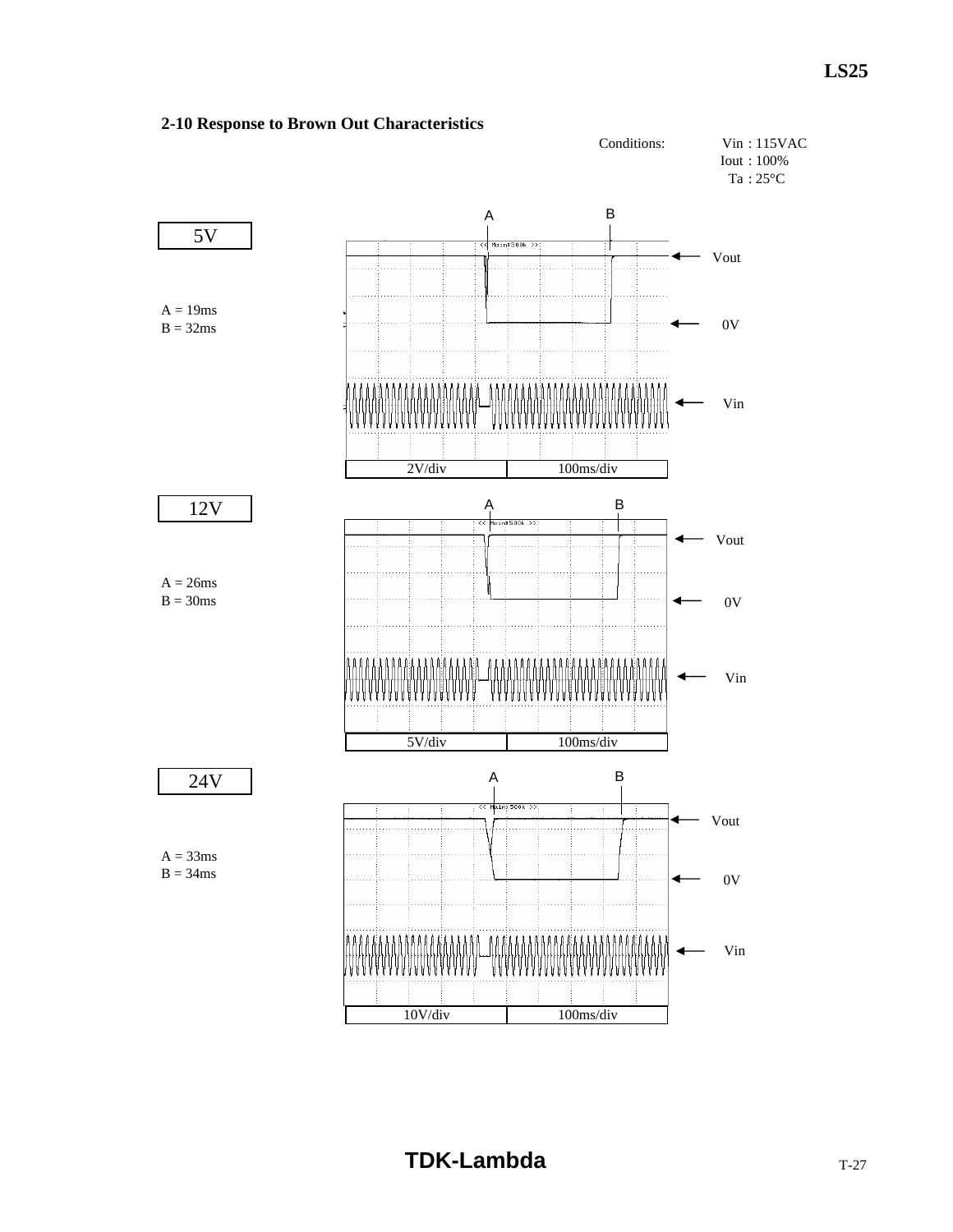## 2-10 Response to Brown Out Characteristics

Conditions: Vin : 115VAC
Iout : 100%
Ta : 25°C

**5V**

A = 19ms
B = 32ms

2V/div 100ms/div

**12V**

A = 26ms
B = 30ms

5V/div 100ms/div

**24V**

A = 33ms
B = 34ms

10V/div 100ms/div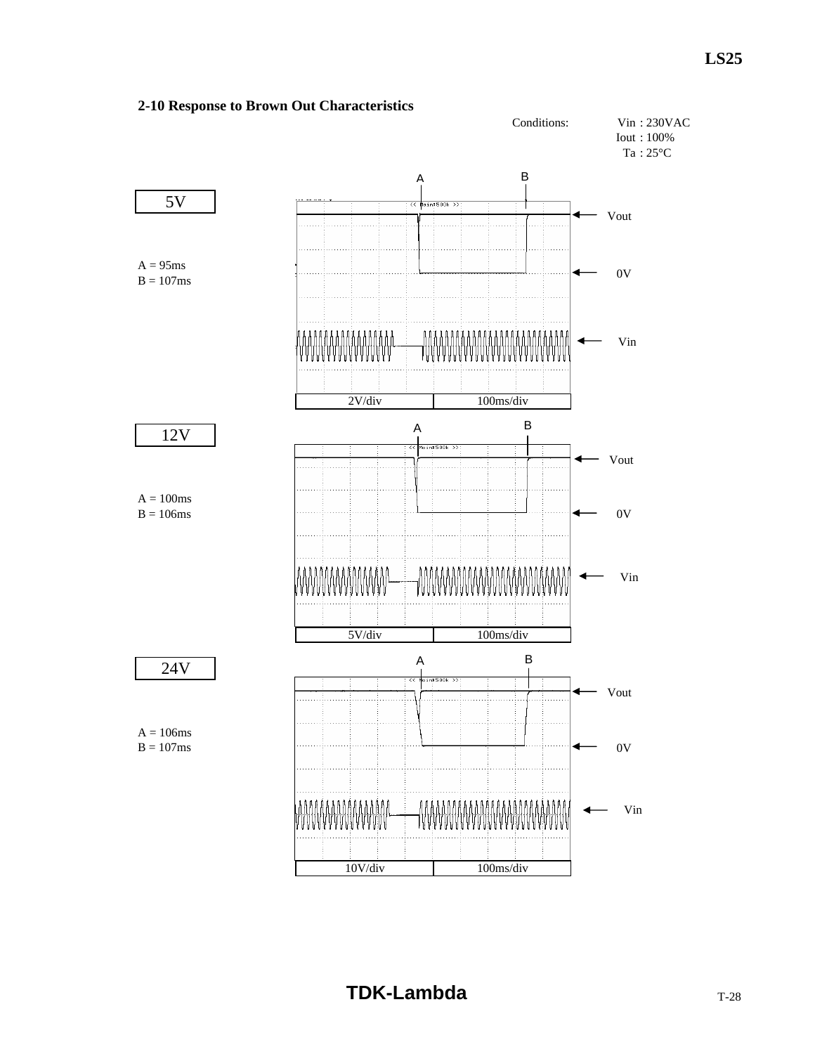## 2-10 Response to Brown Out Characteristics

Conditions: Vin : 230VAC
Iout : 100%
Ta : 25°C

**5V**

A = 95ms
B = 107ms

2V/div | 100ms/div

Vout
0V
Vin

**12V**

A = 100ms
B = 106ms

5V/div | 100ms/div

Vout
0V
Vin

**24V**

A = 106ms
B = 107ms

10V/div | 100ms/div

Vout
0V
Vin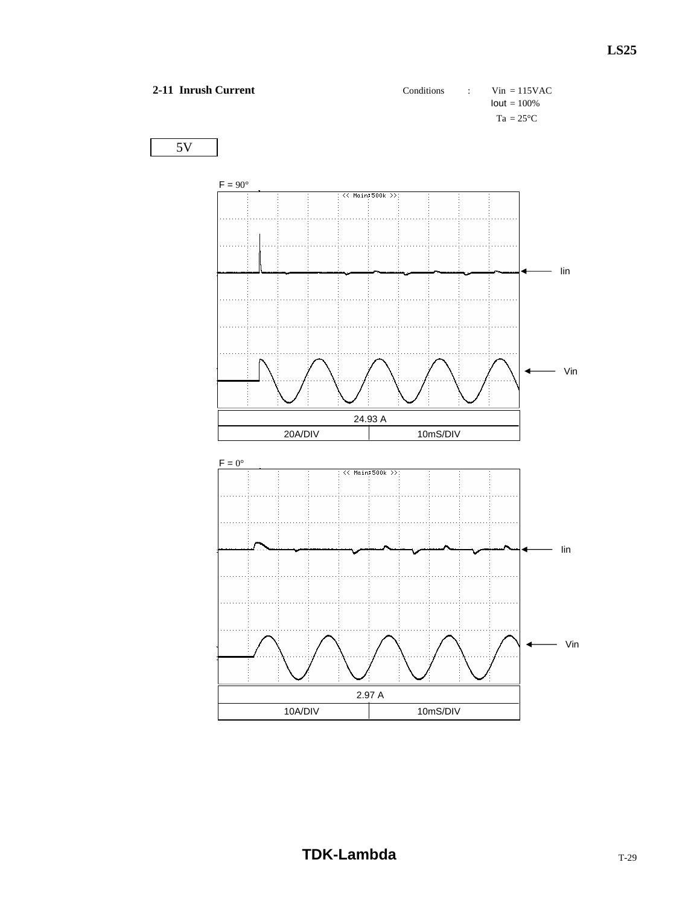## 2-11 Inrush Current

Conditions : Vin = 115VAC
Iout = 100%
Ta = 25°C

5V

F = 90°

Iin

Vin

| 24.93 A | |
|---|---|
| 20A/DIV | 10mS/DIV |

F = 0°

Iin

Vin

| 2.97 A | |
|---|---|
| 10A/DIV | 10mS/DIV |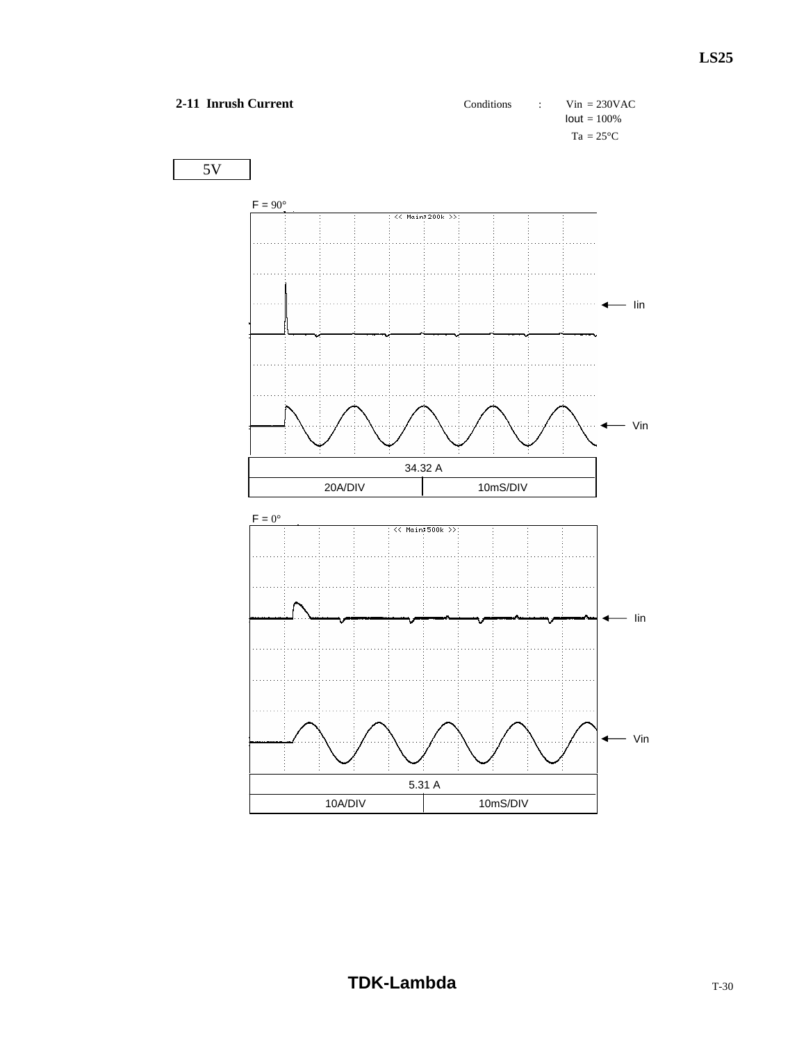## 2-11 Inrush Current

Conditions : Vin = 230VAC
Iout = 100%
Ta = 25°C

5V

F = 90°

Iin

Vin

| 34.32 A | |
|---|---|
| 20A/DIV | 10mS/DIV |

F = 0°

Iin

Vin

| 5.31 A | |
|---|---|
| 10A/DIV | 10mS/DIV |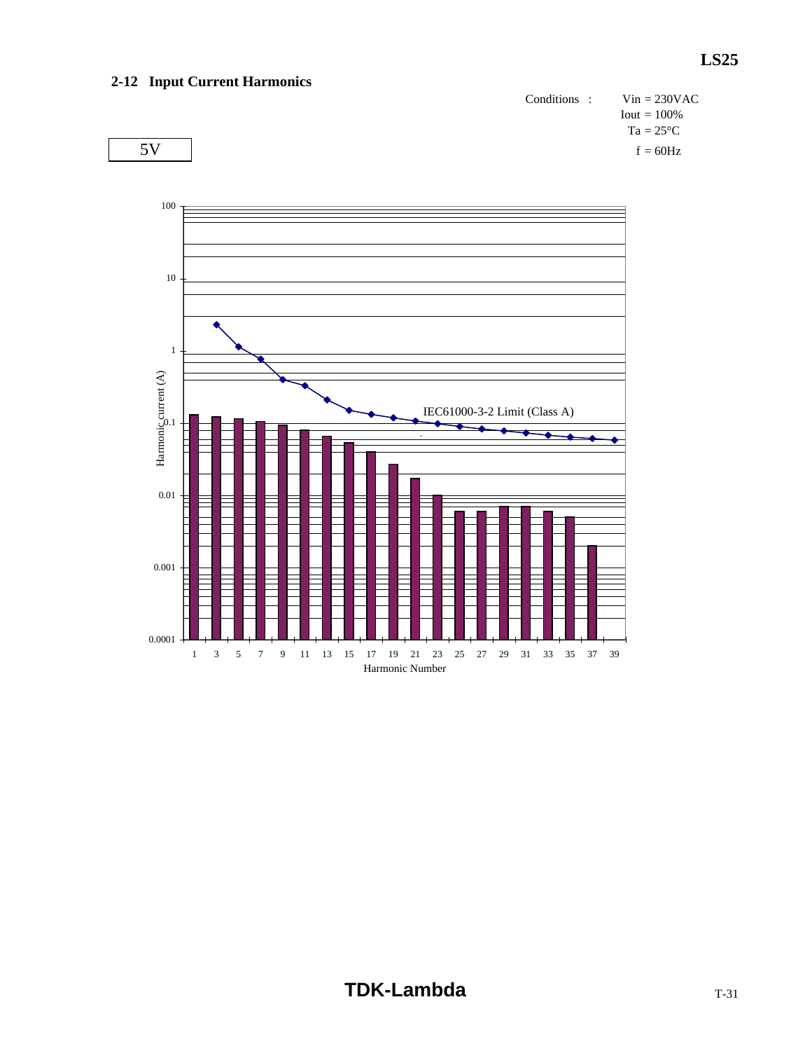## 2-12 Input Current Harmonics

Conditions : Vin = 230VAC
Iout = 100%
Ta = 25°C
f = 60Hz

5V

Harmonic current (A)

100

10

1

0.1

0.01

0.001

0.0001

IEC61000-3-2 Limit (Class A)

1 3 5 7 9 11 13 15 17 19 21 23 25 27 29 31 33 35 37 39

Harmonic Number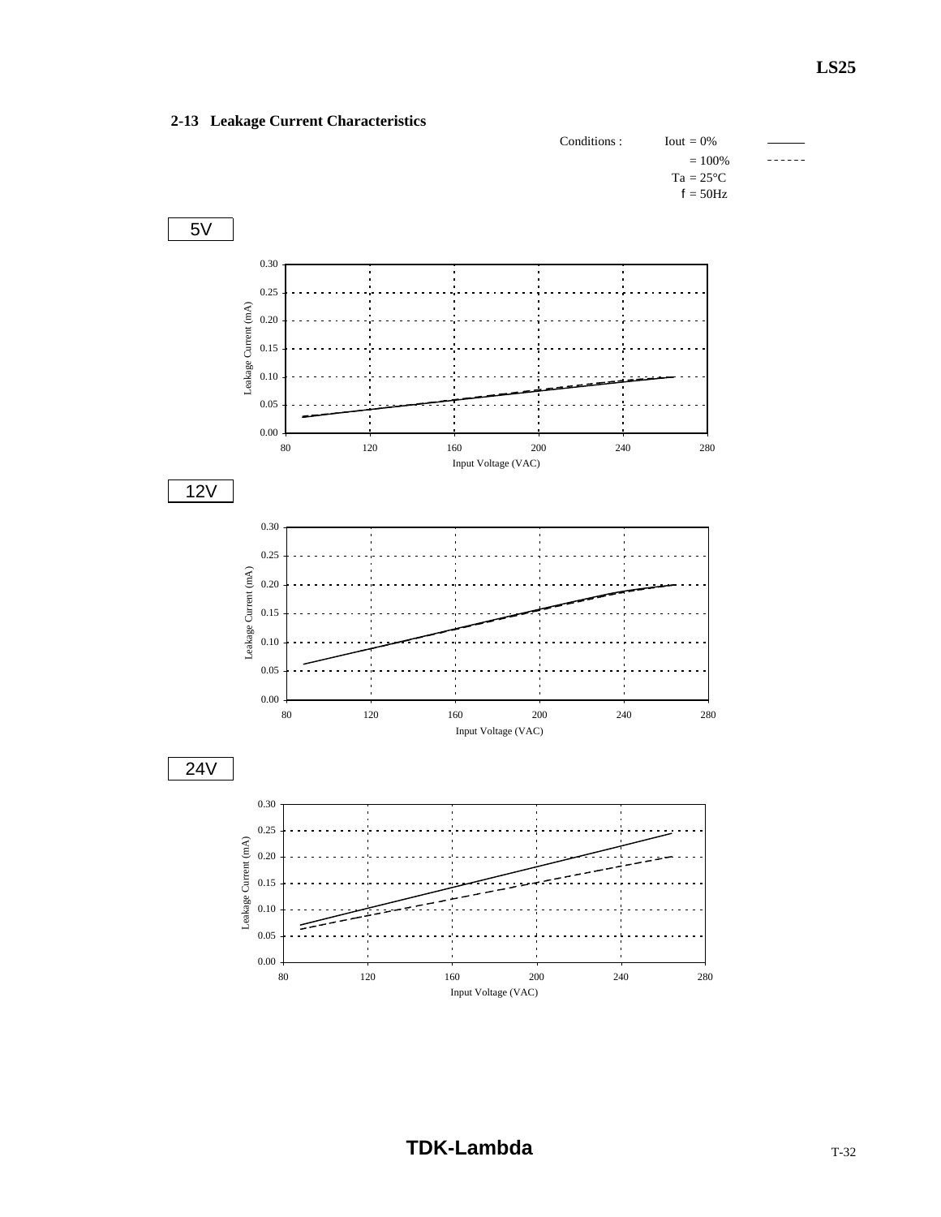## 2-13 Leakage Current Characteristics

Conditions : Iout = 0% ——— 
= 100% - - - - - -
Ta = 25°C
f = 50Hz

5V

Leakage Current (mA)

0.30
0.25
0.20
0.15
0.10
0.05
0.00

80 120 160 200 240 280

Input Voltage (VAC)

12V

Leakage Current (mA)

0.30
0.25
0.20
0.15
0.10
0.05
0.00

80 120 160 200 240 280

Input Voltage (VAC)

24V

Leakage Current (mA)

0.30
0.25
0.20
0.15
0.10
0.05
0.00

80 120 160 200 240 280

Input Voltage (VAC)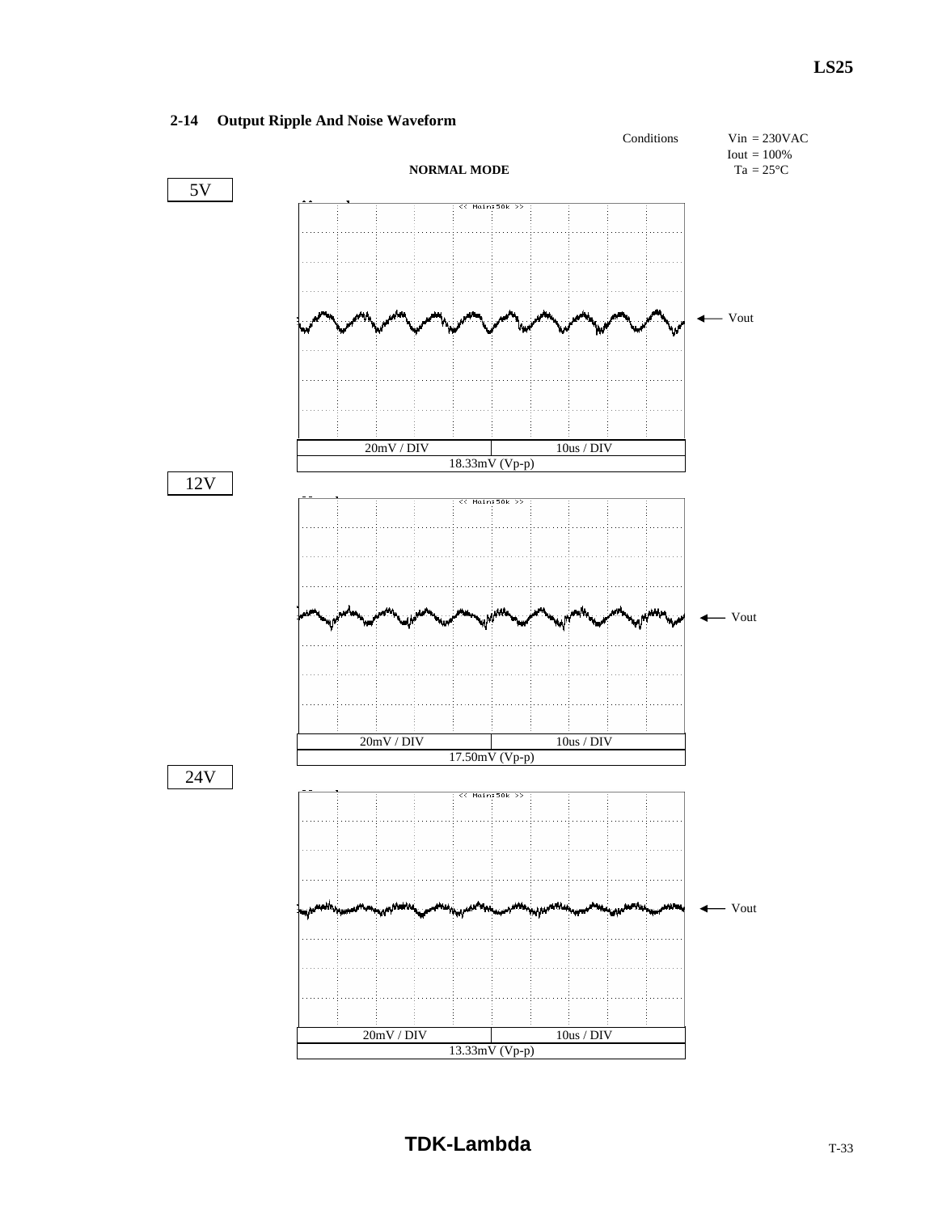## 2-14 Output Ripple And Noise Waveform

Conditions: Vin = 230VAC, Iout = 100%, Ta = 25°C

**NORMAL MODE**

5V

| 20mV / DIV | 10us / DIV |
|---|---|
| 18.33mV (Vp-p) | |

12V

| 20mV / DIV | 10us / DIV |
|---|---|
| 17.50mV (Vp-p) | |

24V

| 20mV / DIV | 10us / DIV |
|---|---|
| 13.33mV (Vp-p) | |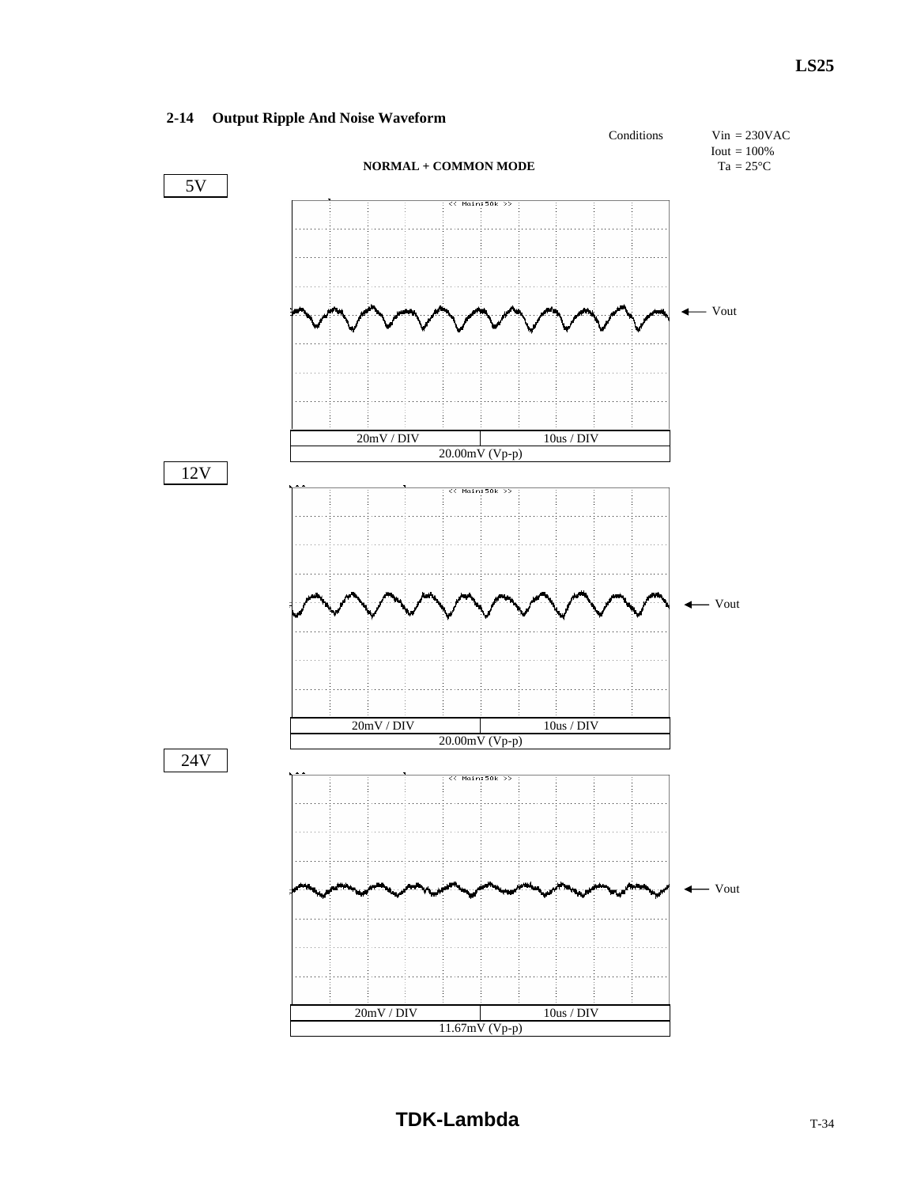## 2-14 Output Ripple And Noise Waveform

Conditions: Vin = 230VAC, Iout = 100%, Ta = 25°C

**NORMAL + COMMON MODE**

**5V**

Vout

| 20mV / DIV | 10us / DIV |
|---|---|
| 20.00mV (Vp-p) | |

**12V**

Vout

| 20mV / DIV | 10us / DIV |
|---|---|
| 20.00mV (Vp-p) | |

**24V**

Vout

| 20mV / DIV | 10us / DIV |
|---|---|
| 11.67mV (Vp-p) | |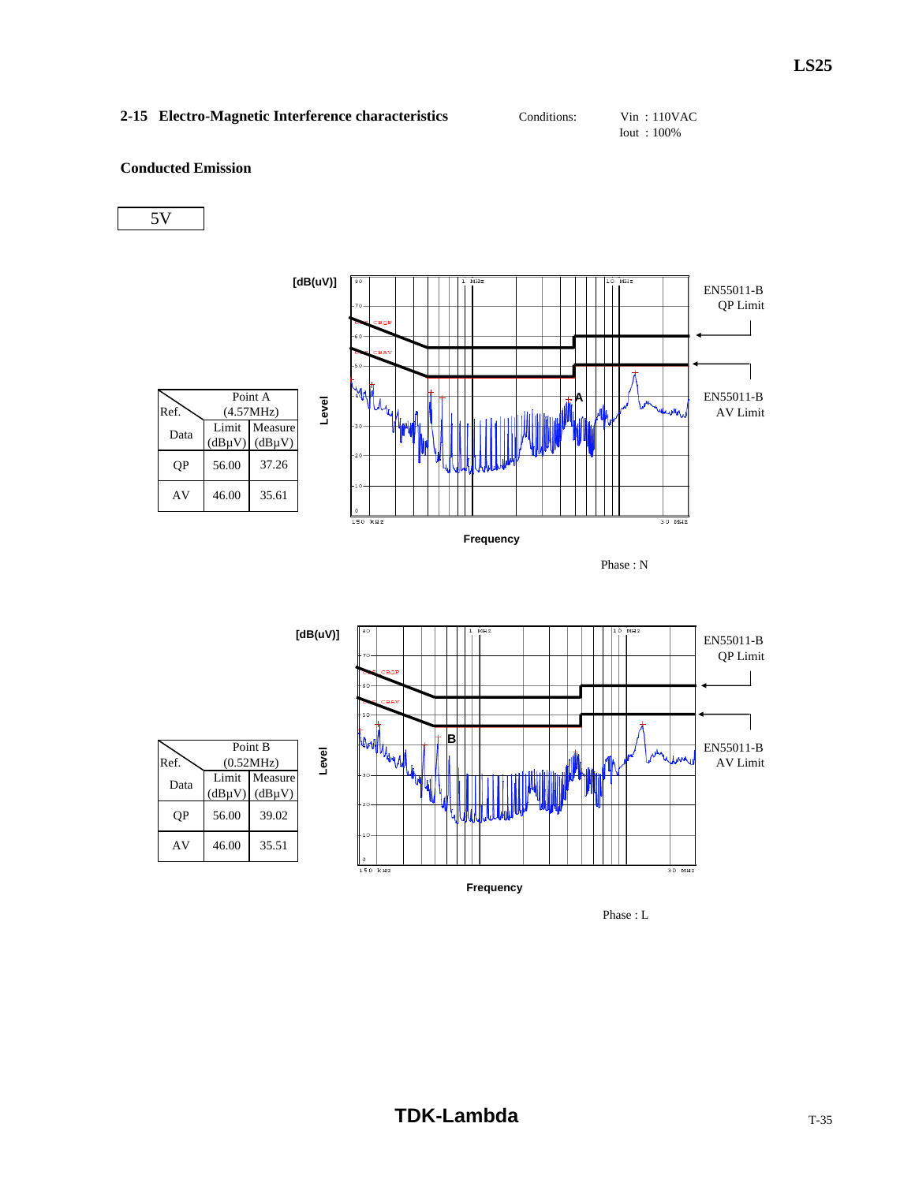## 2-15 Electro-Magnetic Interference characteristics

Conditions: Vin : 110VAC
Iout : 100%

### Conducted Emission

5V

| Ref. / Data | Point A (4.57MHz) | |
|---|---|---|
| | Limit (dBμV) | Measure (dBμV) |
| QP | 56.00 | 37.26 |
| AV | 46.00 | 35.61 |

[dB(uV)]

Level

Frequency

EN55011-B QP Limit

EN55011-B AV Limit

Phase : N

| Ref. / Data | Point B (0.52MHz) | |
|---|---|---|
| | Limit (dBμV) | Measure (dBμV) |
| QP | 56.00 | 39.02 |
| AV | 46.00 | 35.51 |

[dB(uV)]

Level

Frequency

EN55011-B QP Limit

EN55011-B AV Limit

Phase : L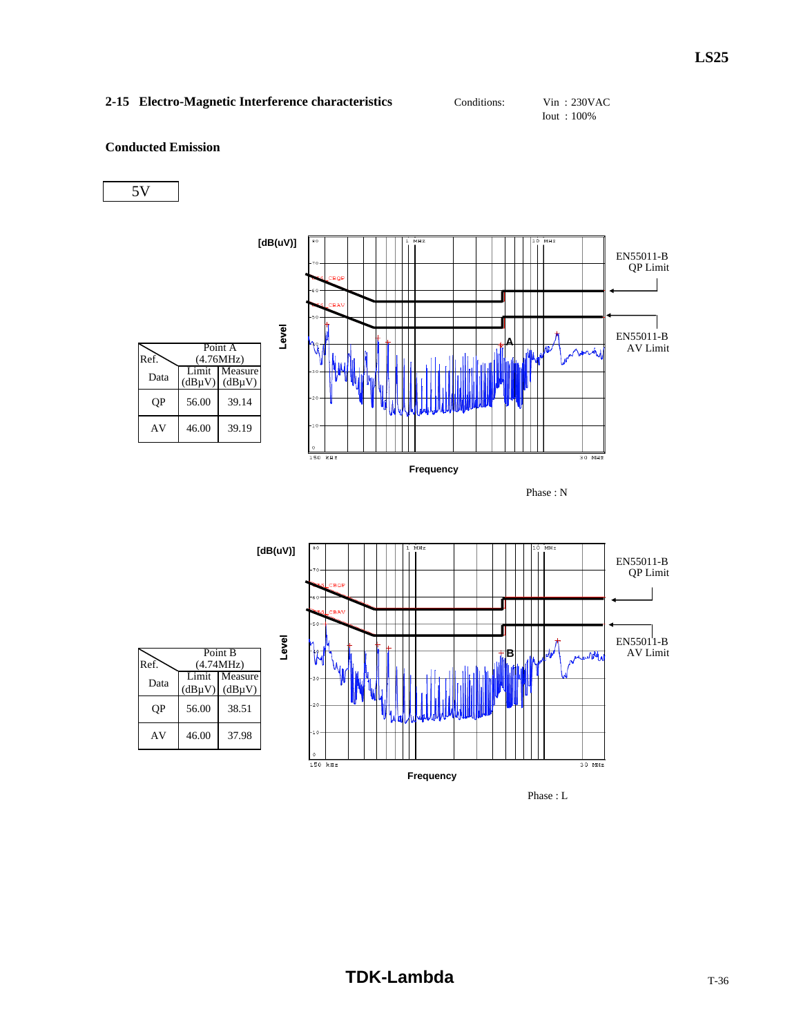## 2-15 Electro-Magnetic Interference characteristics

Conditions: Vin : 230VAC
Iout : 100%

**Conducted Emission**

5V

| Ref. Data | Point A (4.76MHz) | |
|---|---|---|
| | Limit (dBμV) | Measure (dBμV) |
| QP | 56.00 | 39.14 |
| AV | 46.00 | 39.19 |

EN55011-B QP Limit

EN55011-B AV Limit

Phase : N

| Ref. Data | Point B (4.74MHz) | |
|---|---|---|
| | Limit (dBμV) | Measure (dBμV) |
| QP | 56.00 | 38.51 |
| AV | 46.00 | 37.98 |

EN55011-B QP Limit

EN55011-B AV Limit

Phase : L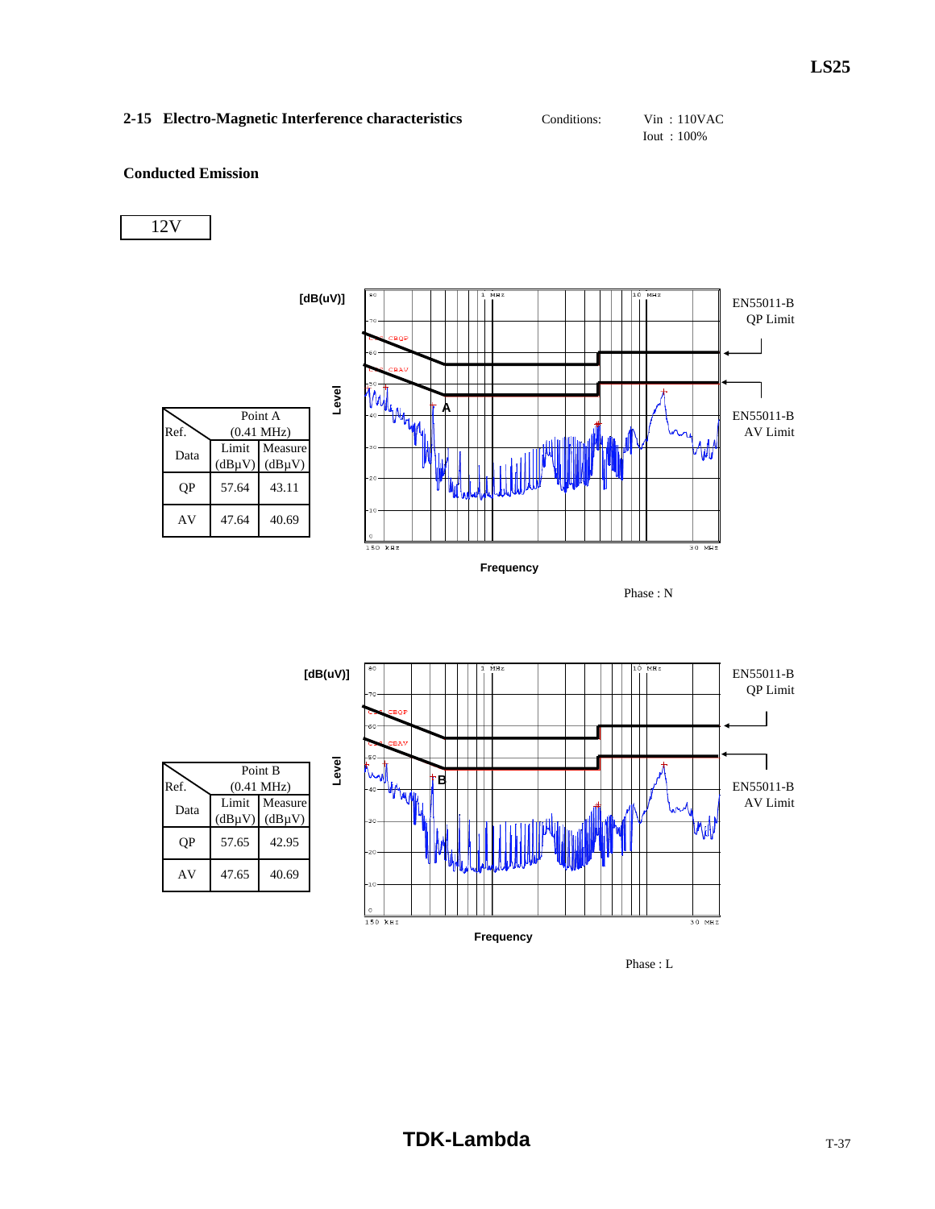## 2-15 Electro-Magnetic Interference characteristics

Conditions: Vin : 110VAC
Iout : 100%

**Conducted Emission**

12V

| Ref. \ Data | Point A (0.41 MHz) | |
|---|---|---|
| | Limit (dBμV) | Measure (dBμV) |
| QP | 57.64 | 43.11 |
| AV | 47.64 | 40.69 |

EN55011-B QP Limit

EN55011-B AV Limit

Phase : N

| Ref. \ Data | Point B (0.41 MHz) | |
|---|---|---|
| | Limit (dBμV) | Measure (dBμV) |
| QP | 57.65 | 42.95 |
| AV | 47.65 | 40.69 |

EN55011-B QP Limit

EN55011-B AV Limit

Phase : L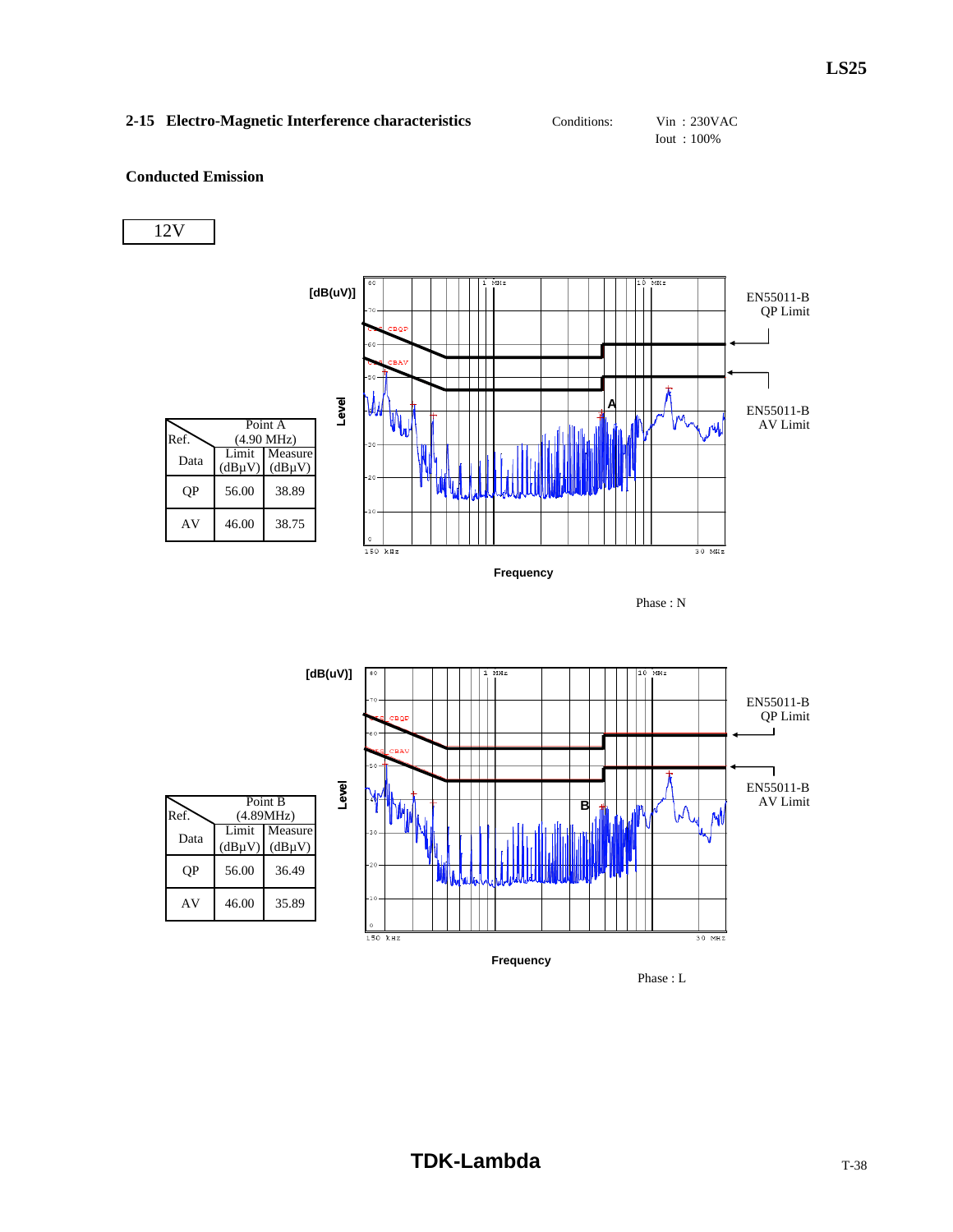## 2-15 Electro-Magnetic Interference characteristics

Conditions: Vin : 230VAC
Iout : 100%

### Conducted Emission

12V

| Ref. / Data | Point A (4.90 MHz) Limit (dBμV) | Measure (dBμV) |
|---|---|---|
| QP | 56.00 | 38.89 |
| AV | 46.00 | 38.75 |

EN55011-B QP Limit

EN55011-B AV Limit

Phase : N

| Ref. / Data | Point B (4.89MHz) Limit (dBμV) | Measure (dBμV) |
|---|---|---|
| QP | 56.00 | 36.49 |
| AV | 46.00 | 35.89 |

EN55011-B QP Limit

EN55011-B AV Limit

Phase : L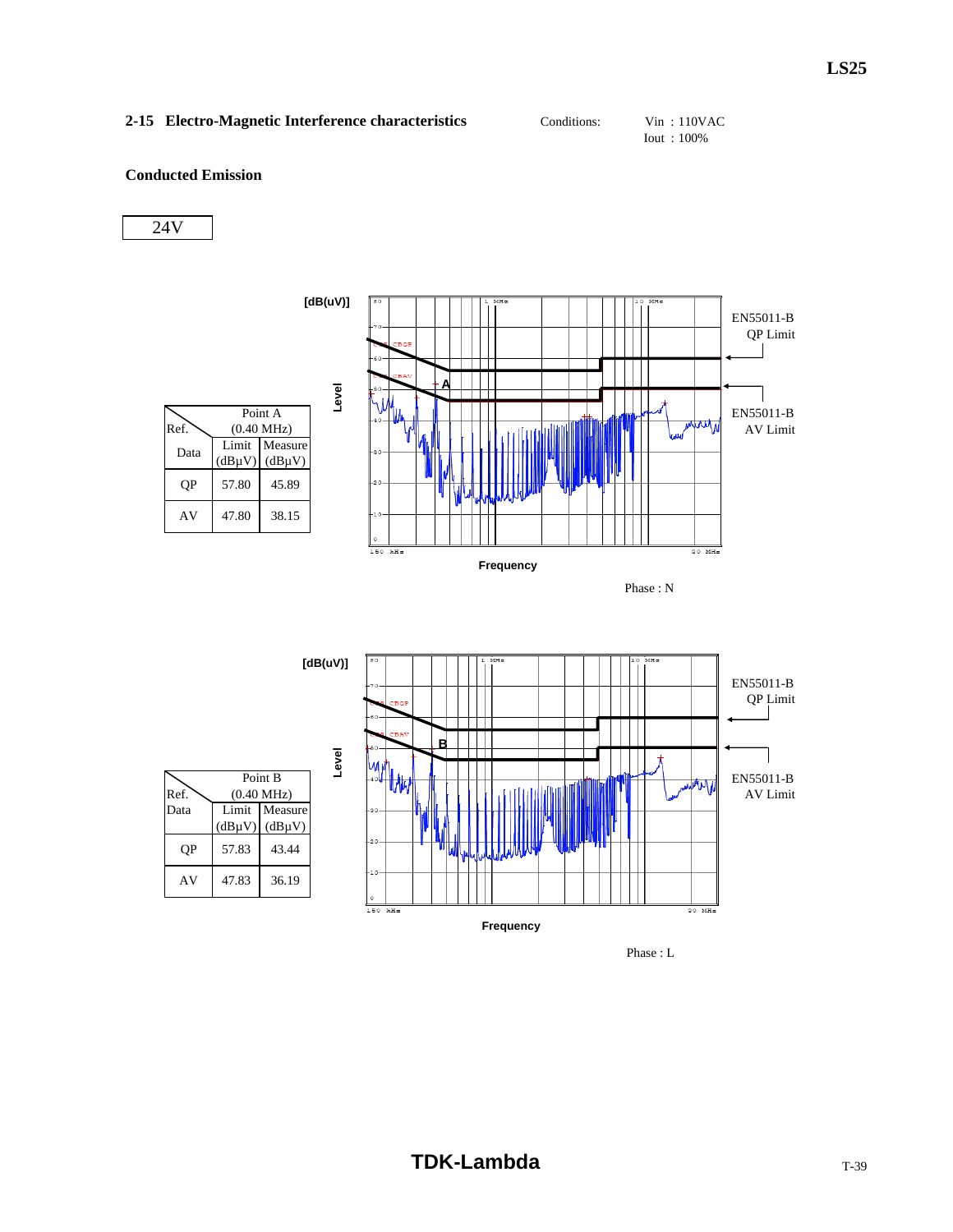## 2-15 Electro-Magnetic Interference characteristics

Conditions: Vin : 110VAC
Iout : 100%

### Conducted Emission

24V

| Ref. Data | Point A (0.40 MHz) | |
|---|---|---|
| | Limit (dBμV) | Measure (dBμV) |
| QP | 57.80 | 45.89 |
| AV | 47.80 | 38.15 |

[dB(uV)]

Level

Frequency

EN55011-B QP Limit

EN55011-B AV Limit

Phase : N

| Ref. Data | Point B (0.40 MHz) | |
|---|---|---|
| | Limit (dBμV) | Measure (dBμV) |
| QP | 57.83 | 43.44 |
| AV | 47.83 | 36.19 |

[dB(uV)]

Level

Frequency

EN55011-B QP Limit

EN55011-B AV Limit

Phase : L

TDK-Lambda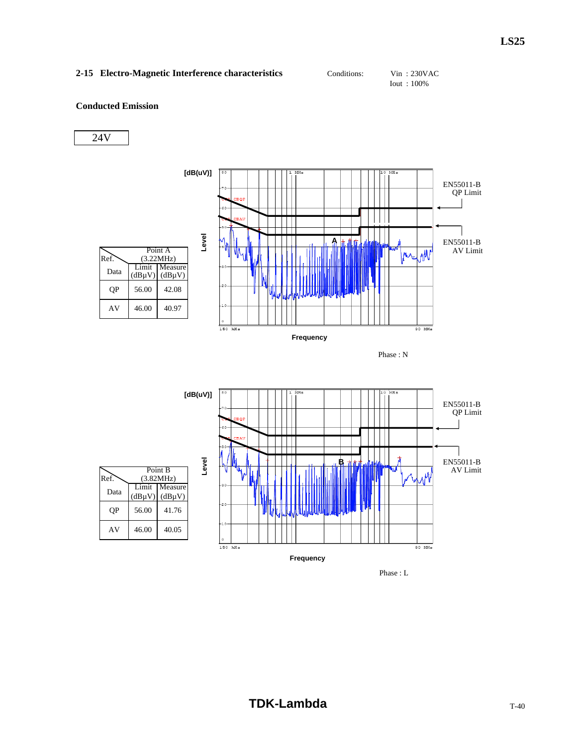## 2-15 Electro-Magnetic Interference characteristics

Conditions: Vin : 230VAC
Iout : 100%

### Conducted Emission

24V

| Ref. / Data | Point A (3.22MHz) Limit (dBμV) | Measure (dBμV) |
|---|---|---|
| QP | 56.00 | 42.08 |
| AV | 46.00 | 40.97 |

EN55011-B QP Limit

EN55011-B AV Limit

Phase : N

| Ref. / Data | Point B (3.82MHz) Limit (dBμV) | Measure (dBμV) |
|---|---|---|
| QP | 56.00 | 41.76 |
| AV | 46.00 | 40.05 |

EN55011-B QP Limit

EN55011-B AV Limit

Phase : L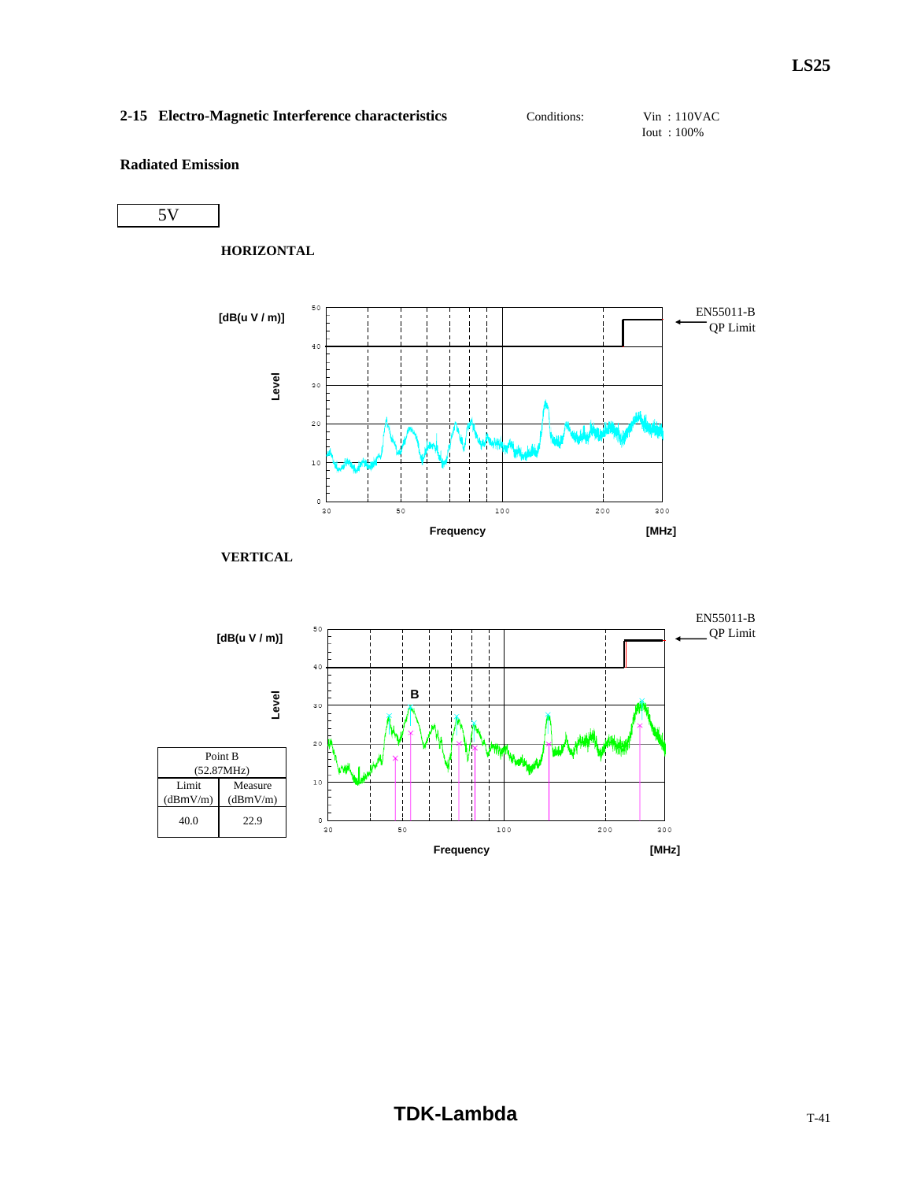## 2-15 Electro-Magnetic Interference characteristics

Conditions: Vin : 110VAC
Iout : 100%

**Radiated Emission**

5V

**HORIZONTAL**

**VERTICAL**

| Point B (52.87MHz) | |
|---|---|
| Limit (dBmV/m) | Measure (dBmV/m) |
| 40.0 | 22.9 |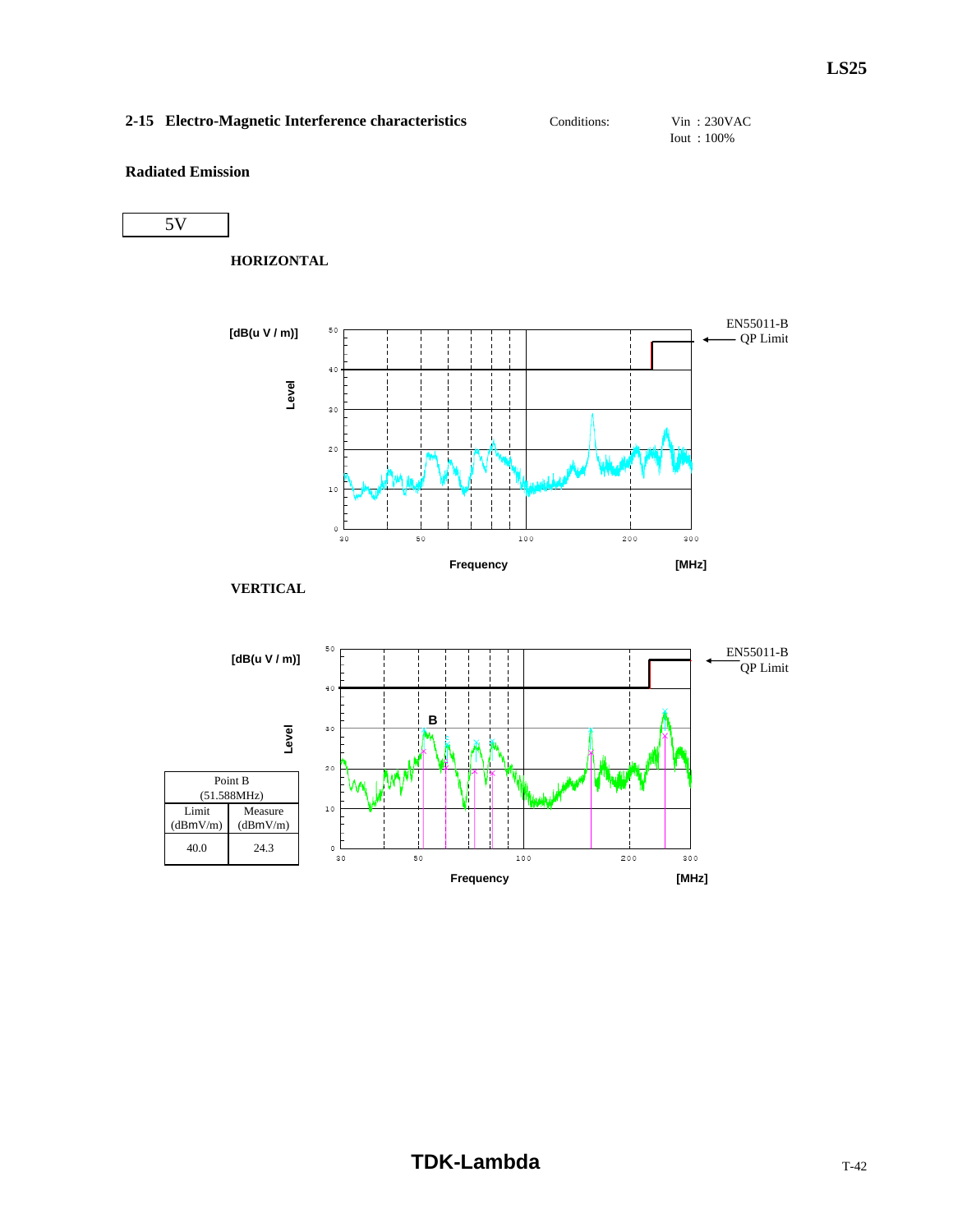## 2-15 Electro-Magnetic Interference characteristics

Conditions: Vin : 230VAC
Iout : 100%

**Radiated Emission**

5V

**HORIZONTAL**

[dB(u V / m)]

Level

EN55011-B
QP Limit

Frequency [MHz]

**VERTICAL**

[dB(u V / m)]

Level

EN55011-B
QP Limit

B

Frequency [MHz]

| Point B (51.588MHz) | |
|---|---|
| Limit (dBmV/m) | Measure (dBmV/m) |
| 40.0 | 24.3 |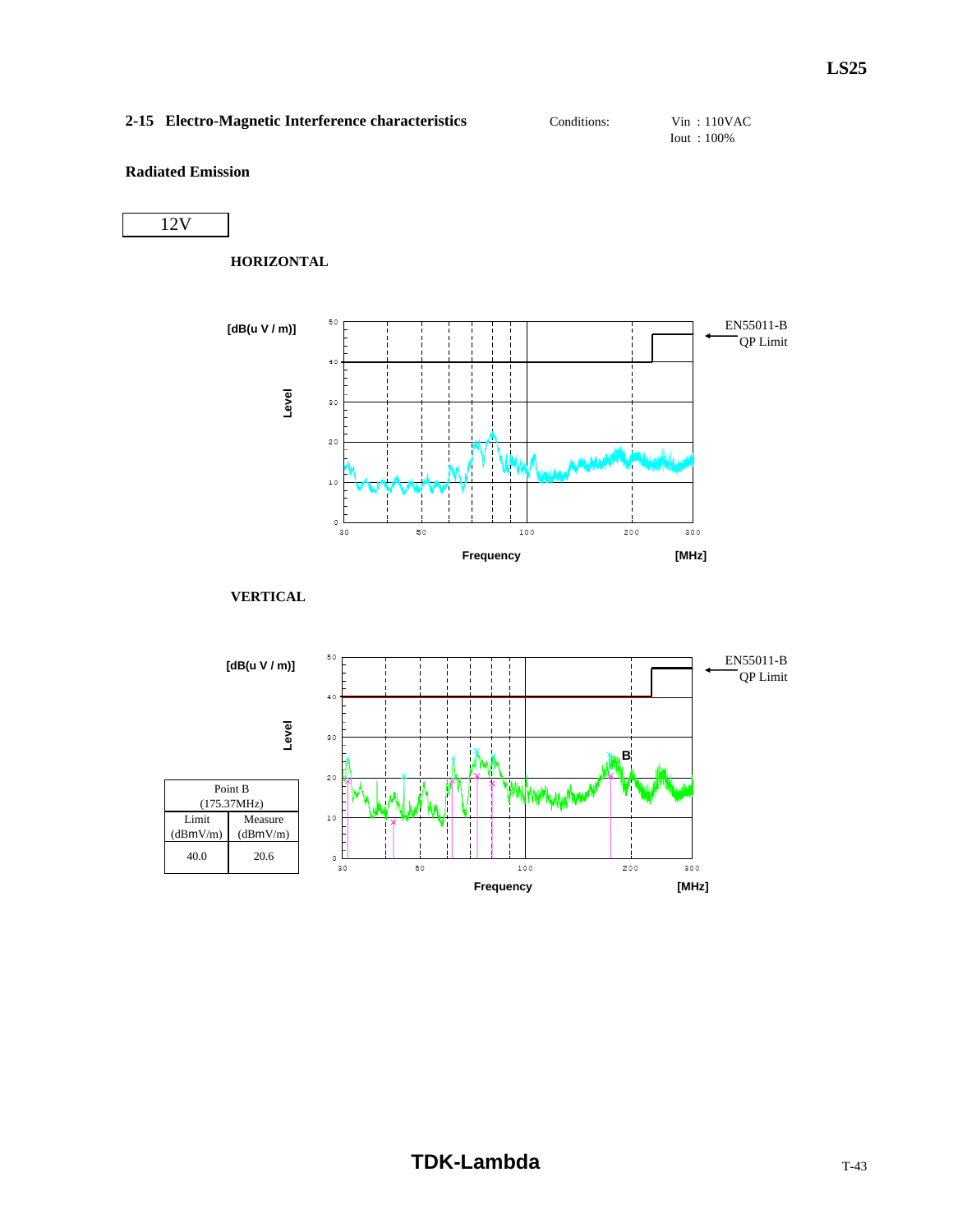## 2-15 Electro-Magnetic Interference characteristics

Conditions: Vin : 110VAC
Iout : 100%

### Radiated Emission

12V

**HORIZONTAL**

**VERTICAL**

| Point B (175.37MHz) | |
|---|---|
| Limit (dBmV/m) | Measure (dBmV/m) |
| 40.0 | 20.6 |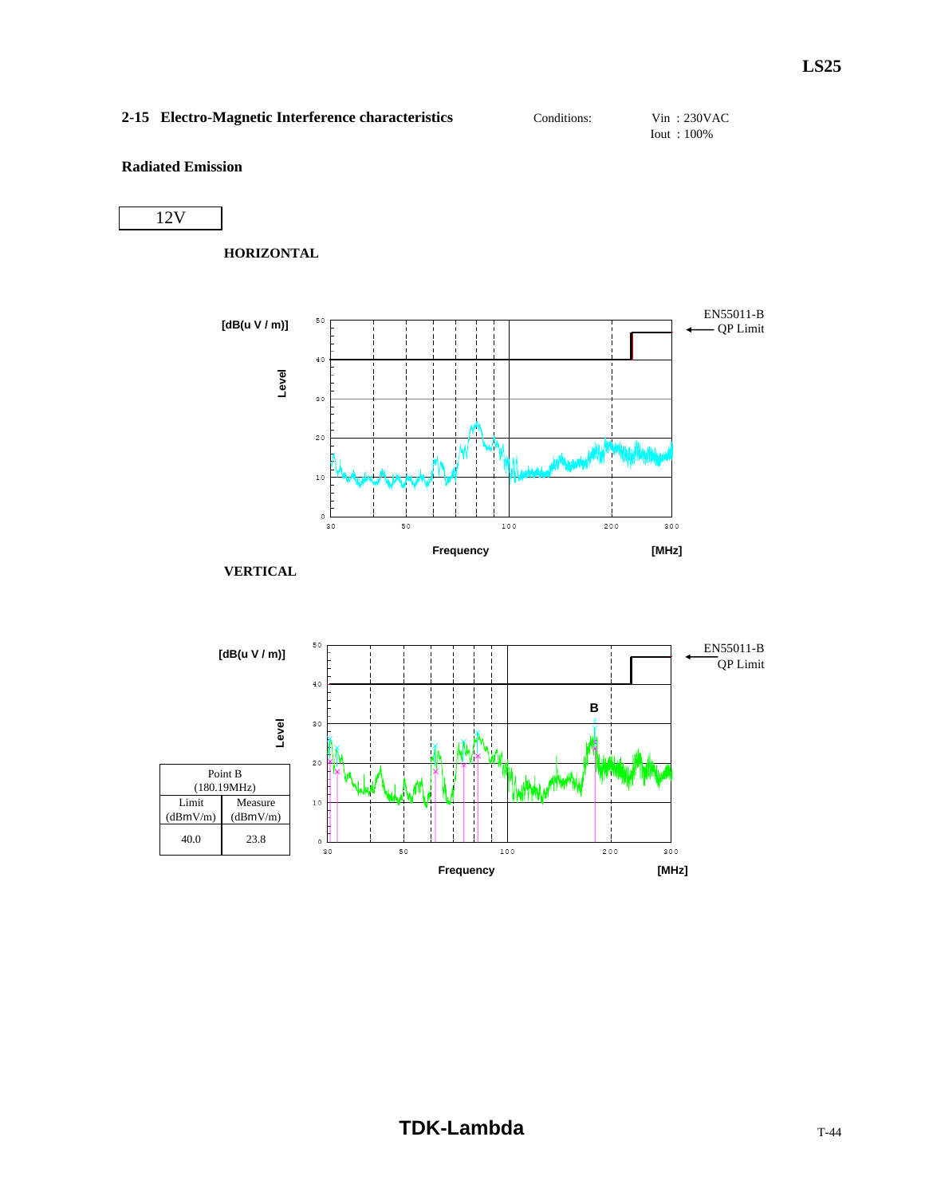## 2-15 Electro-Magnetic Interference characteristics

Conditions: Vin : 230VAC
Iout : 100%

**Radiated Emission**

12V

**HORIZONTAL**

**VERTICAL**

| Point B (180.19MHz) | |
|---|---|
| Limit (dBmV/m) | Measure (dBmV/m) |
| 40.0 | 23.8 |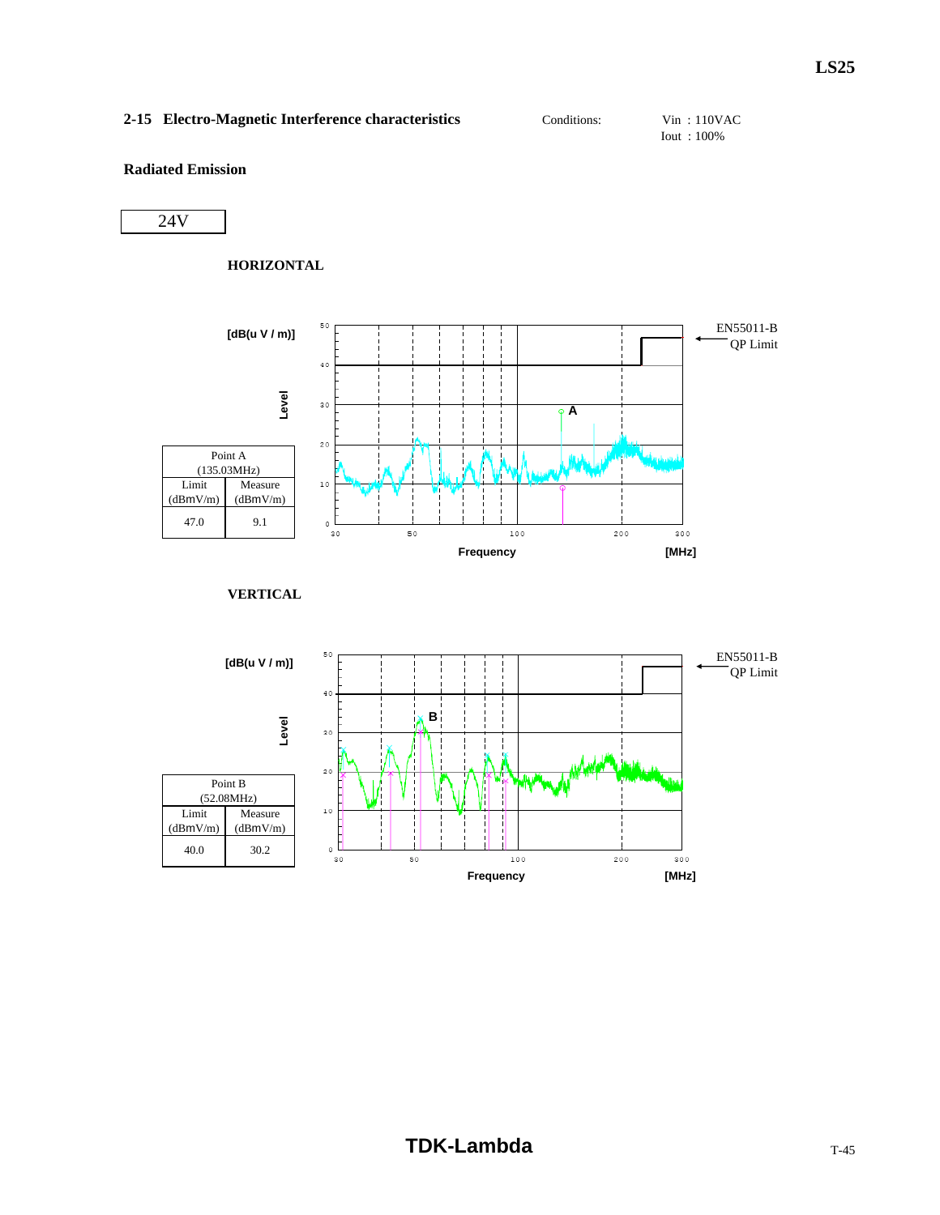## 2-15 Electro-Magnetic Interference characteristics

Conditions: Vin : 110VAC
Iout : 100%

**Radiated Emission**

24V

**HORIZONTAL**

| Point A (135.03MHz) | |
|---|---|
| Limit (dBmV/m) | Measure (dBmV/m) |
| 47.0 | 9.1 |

**VERTICAL**

| Point B (52.08MHz) | |
|---|---|
| Limit (dBmV/m) | Measure (dBmV/m) |
| 40.0 | 30.2 |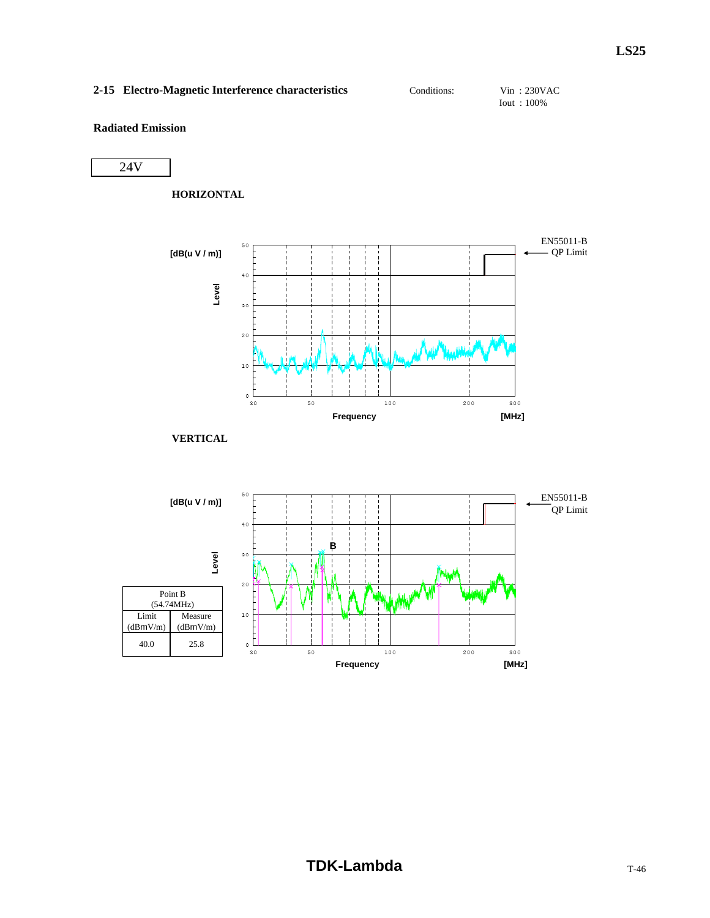## 2-15 Electro-Magnetic Interference characteristics

Conditions: Vin : 230VAC
Iout : 100%

**Radiated Emission**

24V

**HORIZONTAL**

[dB(u V / m)]
Level
50
40
30
20
10
0
30
50
100
200
300
Frequency
[MHz]
EN55011-B
QP Limit

**VERTICAL**

[dB(u V / m)]
Level
50
40
30
20
10
0
B
30
50
100
200
300
Frequency
[MHz]
EN55011-B
QP Limit

| Point B (54.74MHz) | |
|---|---|
| Limit (dBmV/m) | Measure (dBmV/m) |
| 40.0 | 25.8 |

**TDK-Lambda**